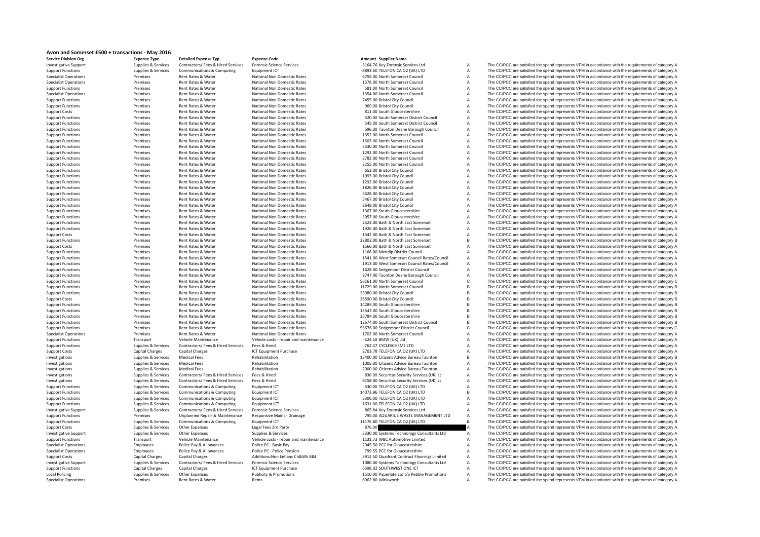# Avon and Somerset £500 + transactions - May 2016

| Service Division Org | Expense Type | Detailed Expense Typ | Expense Code | Amount | Supplier Name | | |
|---|---|---|---|---|---|---|---|
| Investigative Support | Supplies & Services | Contractors/ Fees & Hired Services | Forensic Science Services | -3164.76 | Key Forensic Services Ltd | A | The CC/PCC are satisfied the spend represents VFM in accordance with the requirements of category A |
| Support Functions | Supplies & Services | Communications & Computing | Equipment ICT | -8893.60 | TELEFONICA O2 (UK) LTD | A | The CC/PCC are satisfied the spend represents VFM in accordance with the requirements of category A |
| Specialist Operations | Premises | Rent Rates & Water | National Non Domestic Rates | 6759.00 | North Somerset Council | A | The CC/PCC are satisfied the spend represents VFM in accordance with the requirements of category A |
| Specialist Operations | Premises | Rent Rates & Water | National Non Domestic Rates | 1578.00 | North Somerset Council | A | The CC/PCC are satisfied the spend represents VFM in accordance with the requirements of category A |
| Support Functions | Premises | Rent Rates & Water | National Non Domestic Rates | 581.00 | North Somerset Council | A | The CC/PCC are satisfied the spend represents VFM in accordance with the requirements of category A |
| Specialist Operations | Premises | Rent Rates & Water | National Non Domestic Rates | 1354.00 | North Somerset Council | A | The CC/PCC are satisfied the spend represents VFM in accordance with the requirements of category A |
| Support Functions | Premises | Rent Rates & Water | National Non Domestic Rates | 7455.00 | Bristol City Council | A | The CC/PCC are satisfied the spend represents VFM in accordance with the requirements of category A |
| Support Functions | Premises | Rent Rates & Water | National Non Domestic Rates | 969.00 | Bristol City Council | A | The CC/PCC are satisfied the spend represents VFM in accordance with the requirements of category A |
| Support Costs | Premises | Rent Rates & Water | National Non Domestic Rates | 811.00 | South Gloucestershire | A | The CC/PCC are satisfied the spend represents VFM in accordance with the requirements of category A |
| Support Functions | Premises | Rent Rates & Water | National Non Domestic Rates | 520.00 | South Somerset District Council | A | The CC/PCC are satisfied the spend represents VFM in accordance with the requirements of category A |
| Support Functions | Premises | Rent Rates & Water | National Non Domestic Rates | 545.00 | South Somerset District Council | A | The CC/PCC are satisfied the spend represents VFM in accordance with the requirements of category A |
| Support Functions | Premises | Rent Rates & Water | National Non Domestic Rates | 596.00 | Taunton Deane Borough Council | A | The CC/PCC are satisfied the spend represents VFM in accordance with the requirements of category A |
| Support Functions | Premises | Rent Rates & Water | National Non Domestic Rates | 1352.00 | North Somerset Council | A | The CC/PCC are satisfied the spend represents VFM in accordance with the requirements of category A |
| Support Functions | Premises | Rent Rates & Water | National Non Domestic Rates | 1503.00 | North Somerset Council | A | The CC/PCC are satisfied the spend represents VFM in accordance with the requirements of category A |
| Support Functions | Premises | Rent Rates & Water | National Non Domestic Rates | 3330.00 | North Somerset Council | A | The CC/PCC are satisfied the spend represents VFM in accordance with the requirements of category A |
| Support Functions | Premises | Rent Rates & Water | National Non Domestic Rates | 1292.00 | North Somerset Council | A | The CC/PCC are satisfied the spend represents VFM in accordance with the requirements of category A |
| Support Functions | Premises | Rent Rates & Water | National Non Domestic Rates | 2783.00 | North Somerset Council | A | The CC/PCC are satisfied the spend represents VFM in accordance with the requirements of category A |
| Support Functions | Premises | Rent Rates & Water | National Non Domestic Rates | 3255.00 | North Somerset Council | A | The CC/PCC are satisfied the spend represents VFM in accordance with the requirements of category A |
| Support Functions | Premises | Rent Rates & Water | National Non Domestic Rates | 653.00 | Bristol City Council | A | The CC/PCC are satisfied the spend represents VFM in accordance with the requirements of category A |
| Support Functions | Premises | Rent Rates & Water | National Non Domestic Rates | 1093.00 | Bristol City Council | A | The CC/PCC are satisfied the spend represents VFM in accordance with the requirements of category A |
| Support Functions | Premises | Rent Rates & Water | National Non Domestic Rates | 1292.00 | Bristol City Council | A | The CC/PCC are satisfied the spend represents VFM in accordance with the requirements of category A |
| Support Functions | Premises | Rent Rates & Water | National Non Domestic Rates | 1826.00 | Bristol City Council | A | The CC/PCC are satisfied the spend represents VFM in accordance with the requirements of category A |
| Support Functions | Premises | Rent Rates & Water | National Non Domestic Rates | 3628.00 | Bristol City Council | A | The CC/PCC are satisfied the spend represents VFM in accordance with the requirements of category A |
| Support Functions | Premises | Rent Rates & Water | National Non Domestic Rates | 5467.00 | Bristol City Council | A | The CC/PCC are satisfied the spend represents VFM in accordance with the requirements of category A |
| Support Functions | Premises | Rent Rates & Water | National Non Domestic Rates | 8648.00 | Bristol City Council | A | The CC/PCC are satisfied the spend represents VFM in accordance with the requirements of category A |
| Support Functions | Premises | Rent Rates & Water | National Non Domestic Rates | 1367.00 | South Gloucestershire | A | The CC/PCC are satisfied the spend represents VFM in accordance with the requirements of category A |
| Support Functions | Premises | Rent Rates & Water | National Non Domestic Rates | 3057.00 | South Gloucestershire | A | The CC/PCC are satisfied the spend represents VFM in accordance with the requirements of category A |
| Support Functions | Premises | Rent Rates & Water | National Non Domestic Rates | 2323.00 | Bath & North East Somerset | A | The CC/PCC are satisfied the spend represents VFM in accordance with the requirements of category A |
| Support Functions | Premises | Rent Rates & Water | National Non Domestic Rates | 1926.00 | Bath & North East Somerset | A | The CC/PCC are satisfied the spend represents VFM in accordance with the requirements of category A |
| Support Costs | Premises | Rent Rates & Water | National Non Domestic Rates | 1342.00 | Bath & North East Somerset | A | The CC/PCC are satisfied the spend represents VFM in accordance with the requirements of category A |
| Support Functions | Premises | Rent Rates & Water | National Non Domestic Rates | 32802.00 | Bath & North East Somerset | B | The CC/PCC are satisfied the spend represents VFM in accordance with the requirements of category B |
| Support Costs | Premises | Rent Rates & Water | National Non Domestic Rates | 1566.00 | Bath & North East Somerset | A | The CC/PCC are satisfied the spend represents VFM in accordance with the requirements of category A |
| Support Functions | Premises | Rent Rates & Water | National Non Domestic Rates | 1168.00 | Mendip District Council | A | The CC/PCC are satisfied the spend represents VFM in accordance with the requirements of category A |
| Support Functions | Premises | Rent Rates & Water | National Non Domestic Rates | 1541.00 | West Somerset Council Rates/Council | A | The CC/PCC are satisfied the spend represents VFM in accordance with the requirements of category A |
| Support Functions | Premises | Rent Rates & Water | National Non Domestic Rates | 1913.00 | West Somerset Council Rates/Council | A | The CC/PCC are satisfied the spend represents VFM in accordance with the requirements of category A |
| Support Functions | Premises | Rent Rates & Water | National Non Domestic Rates | 1628.00 | Sedgemoor District Council | A | The CC/PCC are satisfied the spend represents VFM in accordance with the requirements of category A |
| Support Functions | Premises | Rent Rates & Water | National Non Domestic Rates | 8747.00 | Taunton Deane Borough Council | A | The CC/PCC are satisfied the spend represents VFM in accordance with the requirements of category A |
| Support Functions | Premises | Rent Rates & Water | National Non Domestic Rates | 56161.00 | North Somerset Council | C | The CC/PCC are satisfied the spend represents VFM in accordance with the requirements of category C |
| Support Functions | Premises | Rent Rates & Water | National Non Domestic Rates | 11729.00 | North Somerset Council | B | The CC/PCC are satisfied the spend represents VFM in accordance with the requirements of category B |
| Support Functions | Premises | Rent Rates & Water | National Non Domestic Rates | 23980.00 | Bristol City Council | B | The CC/PCC are satisfied the spend represents VFM in accordance with the requirements of category B |
| Support Costs | Premises | Rent Rates & Water | National Non Domestic Rates | 26590.00 | Bristol City Council | B | The CC/PCC are satisfied the spend represents VFM in accordance with the requirements of category B |
| Support Functions | Premises | Rent Rates & Water | National Non Domestic Rates | 14289.00 | South Gloucestershire | B | The CC/PCC are satisfied the spend represents VFM in accordance with the requirements of category B |
| Support Functions | Premises | Rent Rates & Water | National Non Domestic Rates | 13543.00 | South Gloucestershire | B | The CC/PCC are satisfied the spend represents VFM in accordance with the requirements of category B |
| Support Functions | Premises | Rent Rates & Water | National Non Domestic Rates | 35784.00 | South Gloucestershire | B | The CC/PCC are satisfied the spend represents VFM in accordance with the requirements of category B |
| Support Functions | Premises | Rent Rates & Water | National Non Domestic Rates | 12674.00 | South Somerset District Council | B | The CC/PCC are satisfied the spend represents VFM in accordance with the requirements of category B |
| Support Functions | Premises | Rent Rates & Water | National Non Domestic Rates | 53676.00 | Sedgemoor District Council | C | The CC/PCC are satisfied the spend represents VFM in accordance with the requirements of category C |
| Specialist Operations | Premises | Rent Rates & Water | National Non Domestic Rates | 1702.00 | North Somerset Council | A | The CC/PCC are satisfied the spend represents VFM in accordance with the requirements of category A |
| Support Functions | Transport | Vehicle Maintenance | Vehicle costs - repair and maintenance | -624.50 | BMW (UK) Ltd | A | The CC/PCC are satisfied the spend represents VFM in accordance with the requirements of category A |
| Support Functions | Supplies & Services | Contractors/ Fees & Hired Services | Fees & Hired | -762.47 | CYCLESCHEME LTD | A | The CC/PCC are satisfied the spend represents VFM in accordance with the requirements of category A |
| Support Costs | Capital Charges | Capital Charges | ICT Equipment Purchase | 2703.78 | TELEFONICA O2 (UK) LTD | A | The CC/PCC are satisfied the spend represents VFM in accordance with the requirements of category A |
| Investigations | Supplies & Services | Medical Fees | Rehabilitation | 13400.00 | Citizens Advice Bureau Taunton | B | The CC/PCC are satisfied the spend represents VFM in accordance with the requirements of category B |
| Investigations | Supplies & Services | Medical Fees | Rehabilitation | 1005.00 | Citizens Advice Bureau Taunton | A | The CC/PCC are satisfied the spend represents VFM in accordance with the requirements of category A |
| Investigations | Supplies & Services | Medical Fees | Rehabilitation | 2000.00 | Citizens Advice Bureau Taunton | A | The CC/PCC are satisfied the spend represents VFM in accordance with the requirements of category A |
| Investigations | Supplies & Services | Contractors/ Fees & Hired Services | Fees & Hired | 836.00 | Securitas Security Services (UK) Lt | A | The CC/PCC are satisfied the spend represents VFM in accordance with the requirements of category A |
| Investigations | Supplies & Services | Contractors/ Fees & Hired Services | Fees & Hired | 9158.00 | Securitas Security Services (UK) Lt | A | The CC/PCC are satisfied the spend represents VFM in accordance with the requirements of category A |
| Support Functions | Supplies & Services | Communications & Computing | Equipment ICT | 530.00 | TELEFONICA O2 (UK) LTD | A | The CC/PCC are satisfied the spend represents VFM in accordance with the requirements of category A |
| Support Functions | Supplies & Services | Communications & Computing | Equipment ICT | 14073.96 | TELEFONICA O2 (UK) LTD | B | The CC/PCC are satisfied the spend represents VFM in accordance with the requirements of category B |
| Support Functions | Supplies & Services | Communications & Computing | Equipment ICT | 3306.00 | TELEFONICA O2 (UK) LTD | A | The CC/PCC are satisfied the spend represents VFM in accordance with the requirements of category A |
| Support Functions | Supplies & Services | Communications & Computing | Equipment ICT | 1631.00 | TELEFONICA O2 (UK) LTD | A | The CC/PCC are satisfied the spend represents VFM in accordance with the requirements of category A |
| Investigative Support | Supplies & Services | Contractors/ Fees & Hired Services | Forensic Science Services | 865.84 | Key Forensic Services Ltd | A | The CC/PCC are satisfied the spend represents VFM in accordance with the requirements of category A |
| Support Functions | Premises | Unplanned Repair & Maintenance | Responsive Maint - Drainage | 795.00 | AQUARIUS WASTE MANAGEMENT LTD | A | The CC/PCC are satisfied the spend represents VFM in accordance with the requirements of category A |
| Support Functions | Supplies & Services | Communications & Computing | Equipment ICT | 11176.80 | TELEFONICA O2 (UK) LTD | B | The CC/PCC are satisfied the spend represents VFM in accordance with the requirements of category B |
| Support Costs | Supplies & Services | Other Expenses | Legal Fees 3rd Party | 876.00 | | A | The CC/PCC are satisfied the spend represents VFM in accordance with the requirements of category A |
| Investigative Support | Supplies & Services | Other Expenses | Supplies & Services | 3330.00 | Systems Technology Consultants Ltd | A | The CC/PCC are satisfied the spend represents VFM in accordance with the requirements of category A |
| Support Functions | Transport | Vehicle Maintenance | Vehicle costs - repair and maintenance | 1131.73 | WBC Automotive Limited | A | The CC/PCC are satisfied the spend represents VFM in accordance with the requirements of category A |
| Specialist Operations | Employees | Police Pay & Allowances | Police PC - Basic Pay | 2945.50 | PCC for Gloucestershire | A | The CC/PCC are satisfied the spend represents VFM in accordance with the requirements of category A |
| Specialist Operations | Employees | Police Pay & Allowances | Police PC - Police Pension | 799.55 | PCC for Gloucestershire | A | The CC/PCC are satisfied the spend represents VFM in accordance with the requirements of category A |
| Support Costs | Capital Charges | Capital Charges | Additions:Non Enhanc Cn&Wk B&I | 3912.50 | Quadrant Contract Floorings Limited | A | The CC/PCC are satisfied the spend represents VFM in accordance with the requirements of category A |
| Investigative Support | Supplies & Services | Contractors/ Fees & Hired Services | Forensic Science Services | 1080.00 | Systems Technology Consultants Ltd | A | The CC/PCC are satisfied the spend represents VFM in accordance with the requirements of category A |
| Support Functions | Capital Charges | Capital Charges | ICT Equipment Purchase | 6598.02 | SOUTHWEST ONE ICT | A | The CC/PCC are satisfied the spend represents VFM in accordance with the requirements of category A |
| Local Policing | Supplies & Services | Other Expenses | Publicity & Promotions | 1510.00 | Paperlate Ltd t/a Pebble Promotions | A | The CC/PCC are satisfied the spend represents VFM in accordance with the requirements of category A |
| Specialist Operations | Premises | Rent Rates & Water | Rents | 6962.80 | Winkworth | A | The CC/PCC are satisfied the spend represents VFM in accordance with the requirements of category A |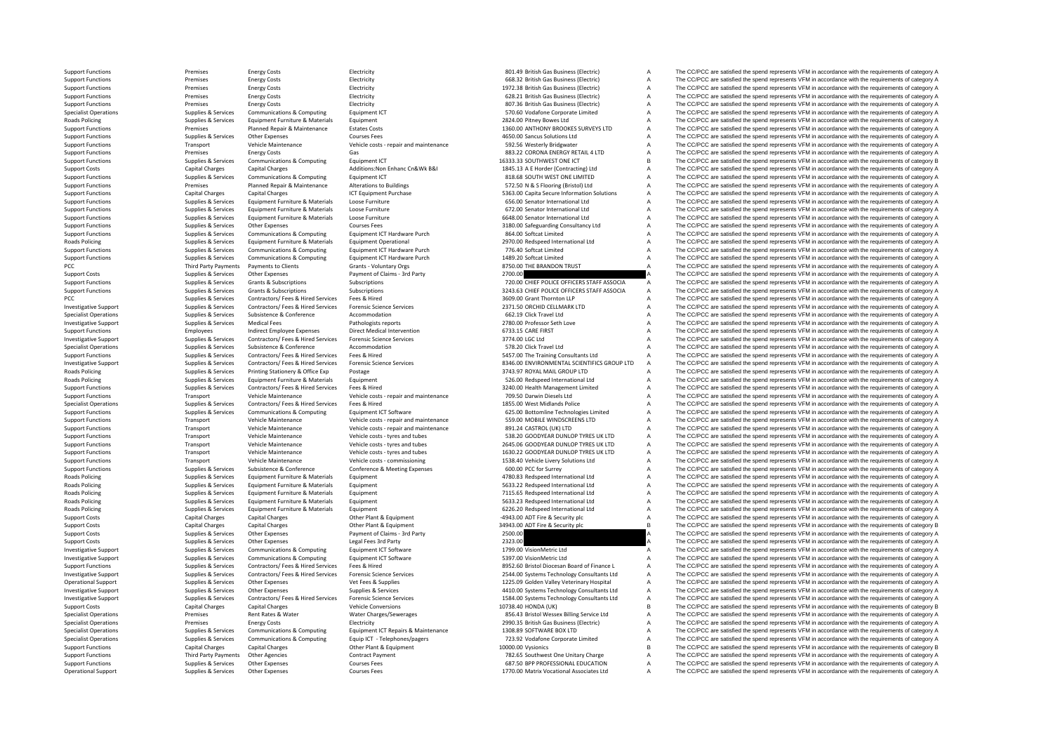| | | | | | | | |
|---|---|---|---|---|---|---|---|
| Support Functions | Premises | Energy Costs | Electricity | 801.49 | British Gas Business (Electric) | A | The CC/PCC are satisfied the spend represents VFM in accordance with the requirements of category A |
| Support Functions | Premises | Energy Costs | Electricity | 668.32 | British Gas Business (Electric) | A | The CC/PCC are satisfied the spend represents VFM in accordance with the requirements of category A |
| Support Functions | Premises | Energy Costs | Electricity | 1972.38 | British Gas Business (Electric) | A | The CC/PCC are satisfied the spend represents VFM in accordance with the requirements of category A |
| Support Functions | Premises | Energy Costs | Electricity | 628.21 | British Gas Business (Electric) | A | The CC/PCC are satisfied the spend represents VFM in accordance with the requirements of category A |
| Support Functions | Premises | Energy Costs | Electricity | 807.36 | British Gas Business (Electric) | A | The CC/PCC are satisfied the spend represents VFM in accordance with the requirements of category A |
| Specialist Operations | Supplies & Services | Communications & Computing | Equipment ICT | 570.60 | Vodafone Corporate Limited | A | The CC/PCC are satisfied the spend represents VFM in accordance with the requirements of category A |
| Roads Policing | Supplies & Services | Equipment Furniture & Materials | Equipment | 2824.00 | Pitney Bowes Ltd | A | The CC/PCC are satisfied the spend represents VFM in accordance with the requirements of category A |
| Support Functions | Premises | Planned Repair & Maintenance | Estates Costs | 1360.00 | ANTHONY BROOKES SURVEYS LTD | A | The CC/PCC are satisfied the spend represents VFM in accordance with the requirements of category A |
| Support Functions | Supplies & Services | Other Expenses | Courses Fees | 4650.00 | Sancus Solutions Ltd | A | The CC/PCC are satisfied the spend represents VFM in accordance with the requirements of category A |
| Support Functions | Transport | Vehicle Maintenance | Vehicle costs - repair and maintenance | 592.56 | Westerly Bridgwater | A | The CC/PCC are satisfied the spend represents VFM in accordance with the requirements of category A |
| Support Functions | Premises | Energy Costs | Gas | 883.22 | CORONA ENERGY RETAIL 4 LTD | A | The CC/PCC are satisfied the spend represents VFM in accordance with the requirements of category A |
| Support Functions | Supplies & Services | Communications & Computing | Equipment ICT | 16333.33 | SOUTHWEST ONE ICT | B | The CC/PCC are satisfied the spend represents VFM in accordance with the requirements of category B |
| Support Costs | Capital Charges | Capital Charges | Additions:Non Enhanc Cn&Wk B&I | 1845.13 | A E Horder (Contracting) Ltd | A | The CC/PCC are satisfied the spend represents VFM in accordance with the requirements of category A |
| Support Functions | Supplies & Services | Communications & Computing | Equipment ICT | 818.68 | SOUTH WEST ONE LIMITED | A | The CC/PCC are satisfied the spend represents VFM in accordance with the requirements of category A |
| Support Functions | Premises | Planned Repair & Maintenance | Alterations to Buildings | 572.50 | N & S Flooring (Bristol) Ltd | A | The CC/PCC are satisfied the spend represents VFM in accordance with the requirements of category A |
| Support Functions | Capital Charges | Capital Charges | ICT Equipment Purchase | 5363.00 | Capita Secure Information Solutions | A | The CC/PCC are satisfied the spend represents VFM in accordance with the requirements of category A |
| Support Functions | Supplies & Services | Equipment Furniture & Materials | Loose Furniture | 656.00 | Senator International Ltd | A | The CC/PCC are satisfied the spend represents VFM in accordance with the requirements of category A |
| Support Functions | Supplies & Services | Equipment Furniture & Materials | Loose Furniture | 672.00 | Senator International Ltd | A | The CC/PCC are satisfied the spend represents VFM in accordance with the requirements of category A |
| Support Functions | Supplies & Services | Equipment Furniture & Materials | Loose Furniture | 6648.00 | Senator International Ltd | A | The CC/PCC are satisfied the spend represents VFM in accordance with the requirements of category A |
| Support Functions | Supplies & Services | Other Expenses | Courses Fees | 3180.00 | Safeguarding Consultancy Ltd | A | The CC/PCC are satisfied the spend represents VFM in accordance with the requirements of category A |
| Support Functions | Supplies & Services | Communications & Computing | Equipment ICT Hardware Purch | 864.00 | Softcat Limited | A | The CC/PCC are satisfied the spend represents VFM in accordance with the requirements of category A |
| Roads Policing | Supplies & Services | Equipment Furniture & Materials | Equipment Operational | 2970.00 | Redspeed International Ltd | A | The CC/PCC are satisfied the spend represents VFM in accordance with the requirements of category A |
| Support Functions | Supplies & Services | Communications & Computing | Equipment ICT Hardware Purch | 776.40 | Softcat Limited | A | The CC/PCC are satisfied the spend represents VFM in accordance with the requirements of category A |
| Support Functions | Supplies & Services | Communications & Computing | Equipment ICT Hardware Purch | 1489.20 | Softcat Limited | A | The CC/PCC are satisfied the spend represents VFM in accordance with the requirements of category A |
| PCC | Third Party Payments | Payments to Clients | Grants - Voluntary Orgs | 8750.00 | THE BRANDON TRUST | A | The CC/PCC are satisfied the spend represents VFM in accordance with the requirements of category A |
| Support Costs | Supplies & Services | Other Expenses | Payment of Claims - 3rd Party | 2700.00 | | A | The CC/PCC are satisfied the spend represents VFM in accordance with the requirements of category A |
| Support Functions | Supplies & Services | Grants & Subscriptions | Subscriptions | 720.00 | CHIEF POLICE OFFICERS STAFF ASSOCIA | A | The CC/PCC are satisfied the spend represents VFM in accordance with the requirements of category A |
| Support Functions | Supplies & Services | Grants & Subscriptions | Subscriptions | 3243.63 | CHIEF POLICE OFFICERS STAFF ASSOCIA | A | The CC/PCC are satisfied the spend represents VFM in accordance with the requirements of category A |
| PCC | Supplies & Services | Contractors/ Fees & Hired Services | Fees & Hired | 3609.00 | Grant Thornton LLP | A | The CC/PCC are satisfied the spend represents VFM in accordance with the requirements of category A |
| Investigative Support | Supplies & Services | Contractors/ Fees & Hired Services | Forensic Science Services | 2371.50 | ORCHID CELLMARK LTD | A | The CC/PCC are satisfied the spend represents VFM in accordance with the requirements of category A |
| Specialist Operations | Supplies & Services | Subsistence & Conference | Accommodation | 662.19 | Click Travel Ltd | A | The CC/PCC are satisfied the spend represents VFM in accordance with the requirements of category A |
| Investigative Support | Supplies & Services | Medical Fees | Pathologists reports | 2780.00 | Professor Seth Love | A | The CC/PCC are satisfied the spend represents VFM in accordance with the requirements of category A |
| Support Functions | Employees | Indirect Employee Expenses | Direct Medical Intervention | 6733.15 | CARE FIRST | A | The CC/PCC are satisfied the spend represents VFM in accordance with the requirements of category A |
| Investigative Support | Supplies & Services | Contractors/ Fees & Hired Services | Forensic Science Services | 3774.00 | LGC Ltd | A | The CC/PCC are satisfied the spend represents VFM in accordance with the requirements of category A |
| Specialist Operations | Supplies & Services | Subsistence & Conference | Accommodation | 578.20 | Click Travel Ltd | A | The CC/PCC are satisfied the spend represents VFM in accordance with the requirements of category A |
| Support Functions | Supplies & Services | Contractors/ Fees & Hired Services | Fees & Hired | 5457.00 | The Training Consultants Ltd | A | The CC/PCC are satisfied the spend represents VFM in accordance with the requirements of category A |
| Investigative Support | Supplies & Services | Contractors/ Fees & Hired Services | Forensic Science Services | 8346.00 | ENVIRONMENTAL SCIENTIFICS GROUP LTD | A | The CC/PCC are satisfied the spend represents VFM in accordance with the requirements of category A |
| Roads Policing | Supplies & Services | Printing Stationery & Office Exp | Postage | 3743.97 | ROYAL MAIL GROUP LTD | A | The CC/PCC are satisfied the spend represents VFM in accordance with the requirements of category A |
| Roads Policing | Supplies & Services | Equipment Furniture & Materials | Equipment | 526.00 | Redspeed International Ltd | A | The CC/PCC are satisfied the spend represents VFM in accordance with the requirements of category A |
| Support Functions | Supplies & Services | Contractors/ Fees & Hired Services | Fees & Hired | 3240.00 | Health Management Limited | A | The CC/PCC are satisfied the spend represents VFM in accordance with the requirements of category A |
| Support Functions | Transport | Vehicle Maintenance | Vehicle costs - repair and maintenance | 709.50 | Darwin Diesels Ltd | A | The CC/PCC are satisfied the spend represents VFM in accordance with the requirements of category A |
| Specialist Operations | Supplies & Services | Contractors/ Fees & Hired Services | Fees & Hired | 1855.00 | West Midlands Police | A | The CC/PCC are satisfied the spend represents VFM in accordance with the requirements of category A |
| Support Functions | Supplies & Services | Communications & Computing | Equipment ICT Software | 625.00 | Bottomline Technologies Limited | A | The CC/PCC are satisfied the spend represents VFM in accordance with the requirements of category A |
| Support Functions | Transport | Vehicle Maintenance | Vehicle costs - repair and maintenance | 559.00 | MOBILE WINDSCREENS LTD | A | The CC/PCC are satisfied the spend represents VFM in accordance with the requirements of category A |
| Support Functions | Transport | Vehicle Maintenance | Vehicle costs - repair and maintenance | 891.24 | CASTROL (UK) LTD | A | The CC/PCC are satisfied the spend represents VFM in accordance with the requirements of category A |
| Support Functions | Transport | Vehicle Maintenance | Vehicle costs - tyres and tubes | 538.20 | GOODYEAR DUNLOP TYRES UK LTD | A | The CC/PCC are satisfied the spend represents VFM in accordance with the requirements of category A |
| Support Functions | Transport | Vehicle Maintenance | Vehicle costs - tyres and tubes | 2645.06 | GOODYEAR DUNLOP TYRES UK LTD | A | The CC/PCC are satisfied the spend represents VFM in accordance with the requirements of category A |
| Support Functions | Transport | Vehicle Maintenance | Vehicle costs - tyres and tubes | 1630.22 | GOODYEAR DUNLOP TYRES UK LTD | A | The CC/PCC are satisfied the spend represents VFM in accordance with the requirements of category A |
| Support Functions | Transport | Vehicle Maintenance | Vehicle costs - commissioning | 1538.40 | Vehicle Livery Solutions Ltd | A | The CC/PCC are satisfied the spend represents VFM in accordance with the requirements of category A |
| Support Functions | Supplies & Services | Subsistence & Conference | Conference & Meeting Expenses | 600.00 | PCC for Surrey | A | The CC/PCC are satisfied the spend represents VFM in accordance with the requirements of category A |
| Roads Policing | Supplies & Services | Equipment Furniture & Materials | Equipment | 4780.83 | Redspeed International Ltd | A | The CC/PCC are satisfied the spend represents VFM in accordance with the requirements of category A |
| Roads Policing | Supplies & Services | Equipment Furniture & Materials | Equipment | 5633.22 | Redspeed International Ltd | A | The CC/PCC are satisfied the spend represents VFM in accordance with the requirements of category A |
| Roads Policing | Supplies & Services | Equipment Furniture & Materials | Equipment | 7115.65 | Redspeed International Ltd | A | The CC/PCC are satisfied the spend represents VFM in accordance with the requirements of category A |
| Roads Policing | Supplies & Services | Equipment Furniture & Materials | Equipment | 5633.23 | Redspeed International Ltd | A | The CC/PCC are satisfied the spend represents VFM in accordance with the requirements of category A |
| Roads Policing | Supplies & Services | Equipment Furniture & Materials | Equipment | 6226.20 | Redspeed International Ltd | A | The CC/PCC are satisfied the spend represents VFM in accordance with the requirements of category A |
| Support Costs | Capital Charges | Capital Charges | Other Plant & Equipment | -4943.00 | ADT Fire & Security plc | A | The CC/PCC are satisfied the spend represents VFM in accordance with the requirements of category A |
| Support Costs | Capital Charges | Capital Charges | Other Plant & Equipment | 34943.00 | ADT Fire & Security plc | B | The CC/PCC are satisfied the spend represents VFM in accordance with the requirements of category B |
| Support Costs | Supplies & Services | Other Expenses | Payment of Claims - 3rd Party | 2500.00 | | A | The CC/PCC are satisfied the spend represents VFM in accordance with the requirements of category A |
| Support Costs | Supplies & Services | Other Expenses | Legal Fees 3rd Party | 2323.00 | | A | The CC/PCC are satisfied the spend represents VFM in accordance with the requirements of category A |
| Investigative Support | Supplies & Services | Communications & Computing | Equipment ICT Software | 1799.00 | VisionMetric Ltd | A | The CC/PCC are satisfied the spend represents VFM in accordance with the requirements of category A |
| Investigative Support | Supplies & Services | Communications & Computing | Equipment ICT Software | 5397.00 | VisionMetric Ltd | A | The CC/PCC are satisfied the spend represents VFM in accordance with the requirements of category A |
| Support Functions | Supplies & Services | Contractors/ Fees & Hired Services | Fees & Hired | 8952.60 | Bristol Diocesan Board of Finance L | A | The CC/PCC are satisfied the spend represents VFM in accordance with the requirements of category A |
| Investigative Support | Supplies & Services | Contractors/ Fees & Hired Services | Forensic Science Services | 2544.00 | Systems Technology Consultants Ltd | A | The CC/PCC are satisfied the spend represents VFM in accordance with the requirements of category A |
| Operational Support | Supplies & Services | Other Expenses | Vet Fees & Supplies | 1225.09 | Golden Valley Veterinary Hospital | A | The CC/PCC are satisfied the spend represents VFM in accordance with the requirements of category A |
| Investigative Support | Supplies & Services | Other Expenses | Supplies & Services | 4410.00 | Systems Technology Consultants Ltd | A | The CC/PCC are satisfied the spend represents VFM in accordance with the requirements of category A |
| Investigative Support | Supplies & Services | Contractors/ Fees & Hired Services | Forensic Science Services | 1584.00 | Systems Technology Consultants Ltd | A | The CC/PCC are satisfied the spend represents VFM in accordance with the requirements of category A |
| Support Costs | Capital Charges | Capital Charges | Vehicle Conversions | 10738.40 | HONDA (UK) | B | The CC/PCC are satisfied the spend represents VFM in accordance with the requirements of category B |
| Specialist Operations | Premises | Rent Rates & Water | Water Charges/Sewerages | 856.43 | Bristol Wessex Billing Service Ltd | A | The CC/PCC are satisfied the spend represents VFM in accordance with the requirements of category A |
| Specialist Operations | Premises | Energy Costs | Electricity | 2990.35 | British Gas Business (Electric) | A | The CC/PCC are satisfied the spend represents VFM in accordance with the requirements of category A |
| Specialist Operations | Supplies & Services | Communications & Computing | Equipment ICT Repairs & Maintenance | 1308.89 | SOFTWARE BOX LTD | A | The CC/PCC are satisfied the spend represents VFM in accordance with the requirements of category A |
| Specialist Operations | Supplies & Services | Communications & Computing | Equip ICT - Telephones/pagers | 723.92 | Vodafone Corporate Limited | A | The CC/PCC are satisfied the spend represents VFM in accordance with the requirements of category A |
| Support Functions | Capital Charges | Capital Charges | Other Plant & Equipment | 10000.00 | Vysionics | B | The CC/PCC are satisfied the spend represents VFM in accordance with the requirements of category B |
| Support Functions | Third Party Payments | Other Agencies | Contract Payment | 782.65 | Southwest One Unitary Charge | A | The CC/PCC are satisfied the spend represents VFM in accordance with the requirements of category A |
| Support Functions | Supplies & Services | Other Expenses | Courses Fees | 687.50 | BPP PROFESSIONAL EDUCATION | A | The CC/PCC are satisfied the spend represents VFM in accordance with the requirements of category A |
| Operational Support | Supplies & Services | Other Expenses | Courses Fees | 1770.00 | Matrix Vocational Associates Ltd | A | The CC/PCC are satisfied the spend represents VFM in accordance with the requirements of category A |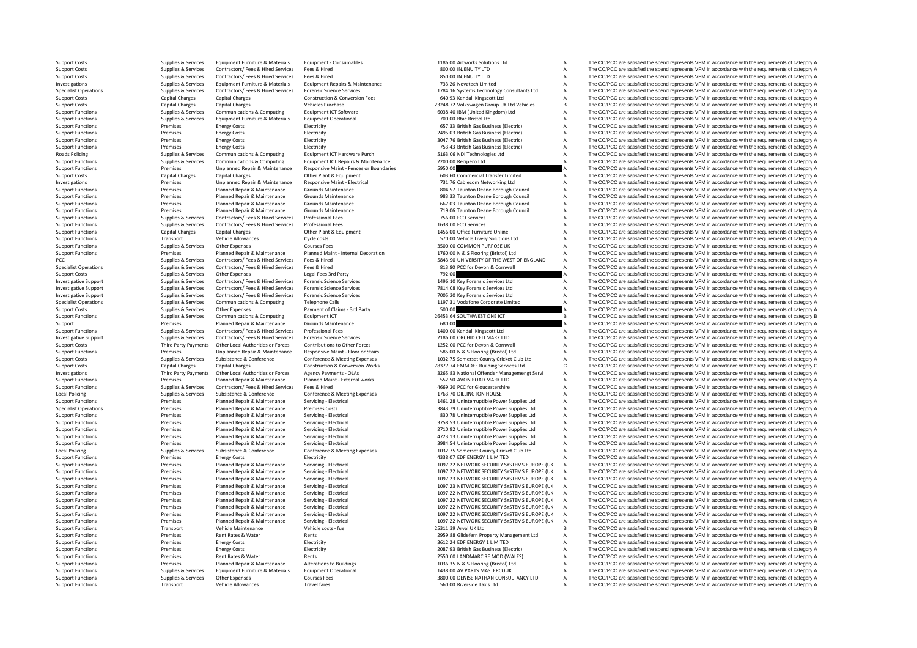| | | | | | | | |
|---|---|---|---|---|---|---|---|
| Support Costs | Supplies & Services | Equipment Furniture & Materials | Equipment - Consumables | 1186.00 | Artworks Solutions Ltd | A | The CC/PCC are satisfied the spend represents VFM in accordance with the requirements of category A |
| Support Costs | Supplies & Services | Contractors/ Fees & Hired Services | Fees & Hired | 800.00 | INJENUITY LTD | A | The CC/PCC are satisfied the spend represents VFM in accordance with the requirements of category A |
| Support Costs | Supplies & Services | Contractors/ Fees & Hired Services | Fees & Hired | 850.00 | INJENUITY LTD | A | The CC/PCC are satisfied the spend represents VFM in accordance with the requirements of category A |
| Investigations | Supplies & Services | Equipment Furniture & Materials | Equipment Repairs & Maintenance | 733.26 | Novatech Limited | A | The CC/PCC are satisfied the spend represents VFM in accordance with the requirements of category A |
| Specialist Operations | Supplies & Services | Contractors/ Fees & Hired Services | Forensic Science Services | 1784.16 | Systems Technology Consultants Ltd | A | The CC/PCC are satisfied the spend represents VFM in accordance with the requirements of category A |
| Support Costs | Capital Charges | Capital Charges | Construction & Conversion Fees | 640.93 | Kendall Kingscott Ltd | A | The CC/PCC are satisfied the spend represents VFM in accordance with the requirements of category A |
| Support Costs | Capital Charges | Capital Charges | Vehicles Purchase | 23248.72 | Volkswagen Group UK Ltd Vehicles | B | The CC/PCC are satisfied the spend represents VFM in accordance with the requirements of category B |
| Support Functions | Supplies & Services | Communications & Computing | Equipment ICT Software | 6038.40 | IBM (United Kingdom) Ltd | A | The CC/PCC are satisfied the spend represents VFM in accordance with the requirements of category A |
| Support Functions | Supplies & Services | Equipment Furniture & Materials | Equipment Operational | 700.00 | Btac Bristol Ltd | A | The CC/PCC are satisfied the spend represents VFM in accordance with the requirements of category A |
| Support Functions | Premises | Energy Costs | Electricity | 657.33 | British Gas Business (Electric) | A | The CC/PCC are satisfied the spend represents VFM in accordance with the requirements of category A |
| Support Functions | Premises | Energy Costs | Electricity | 2495.03 | British Gas Business (Electric) | A | The CC/PCC are satisfied the spend represents VFM in accordance with the requirements of category A |
| Support Functions | Premises | Energy Costs | Electricity | 3047.76 | British Gas Business (Electric) | A | The CC/PCC are satisfied the spend represents VFM in accordance with the requirements of category A |
| Support Functions | Premises | Energy Costs | Electricity | 753.43 | British Gas Business (Electric) | A | The CC/PCC are satisfied the spend represents VFM in accordance with the requirements of category A |
| Roads Policing | Supplies & Services | Communications & Computing | Equipment ICT Hardware Purch | 5163.06 | NDI Technologies Ltd | A | The CC/PCC are satisfied the spend represents VFM in accordance with the requirements of category A |
| Support Functions | Supplies & Services | Communications & Computing | Equipment ICT Repairs & Maintenance | 2200.00 | Recipero Ltd | A | The CC/PCC are satisfied the spend represents VFM in accordance with the requirements of category A |
| Support Functions | Premises | Unplanned Repair & Maintenance | Responsive Maint - Fences or Boundaries | 5950.00 | | A | The CC/PCC are satisfied the spend represents VFM in accordance with the requirements of category A |
| Support Costs | Capital Charges | Capital Charges | Other Plant & Equipment | 603.60 | Commercial Transfer Limited | A | The CC/PCC are satisfied the spend represents VFM in accordance with the requirements of category A |
| Investigations | Premises | Unplanned Repair & Maintenance | Responsive Maint - Electrical | 731.76 | Cablecom Networking Ltd | A | The CC/PCC are satisfied the spend represents VFM in accordance with the requirements of category A |
| Support Functions | Premises | Planned Repair & Maintenance | Grounds Maintenance | 804.57 | Taunton Deane Borough Council | A | The CC/PCC are satisfied the spend represents VFM in accordance with the requirements of category A |
| Support Functions | Premises | Planned Repair & Maintenance | Grounds Maintenance | 983.33 | Taunton Deane Borough Council | A | The CC/PCC are satisfied the spend represents VFM in accordance with the requirements of category A |
| Support Functions | Premises | Planned Repair & Maintenance | Grounds Maintenance | 667.03 | Taunton Deane Borough Council | A | The CC/PCC are satisfied the spend represents VFM in accordance with the requirements of category A |
| Support Functions | Premises | Planned Repair & Maintenance | Grounds Maintenance | 719.06 | Taunton Deane Borough Council | A | The CC/PCC are satisfied the spend represents VFM in accordance with the requirements of category A |
| Support Functions | Supplies & Services | Contractors/ Fees & Hired Services | Professional Fees | 756.00 | FCO Services | A | The CC/PCC are satisfied the spend represents VFM in accordance with the requirements of category A |
| Support Functions | Supplies & Services | Contractors/ Fees & Hired Services | Professional Fees | 1638.00 | FCO Services | A | The CC/PCC are satisfied the spend represents VFM in accordance with the requirements of category A |
| Support Functions | Capital Charges | Capital Charges | Other Plant & Equipment | 1456.00 | Office Furniture Online | A | The CC/PCC are satisfied the spend represents VFM in accordance with the requirements of category A |
| Support Functions | Transport | Vehicle Allowances | Cycle costs | 570.00 | Vehicle Livery Solutions Ltd | A | The CC/PCC are satisfied the spend represents VFM in accordance with the requirements of category A |
| Support Functions | Supplies & Services | Other Expenses | Courses Fees | 3500.00 | COMMON PURPOSE UK | A | The CC/PCC are satisfied the spend represents VFM in accordance with the requirements of category A |
| Support Functions | Premises | Planned Repair & Maintenance | Planned Maint - Internal Decoration | 1760.00 | N & S Flooring (Bristol) Ltd | A | The CC/PCC are satisfied the spend represents VFM in accordance with the requirements of category A |
| PCC | Supplies & Services | Contractors/ Fees & Hired Services | Fees & Hired | 5843.90 | UNIVERSITY OF THE WEST OF ENGLAND | A | The CC/PCC are satisfied the spend represents VFM in accordance with the requirements of category A |
| Specialist Operations | Supplies & Services | Contractors/ Fees & Hired Services | Fees & Hired | 813.80 | PCC for Devon & Cornwall | A | The CC/PCC are satisfied the spend represents VFM in accordance with the requirements of category A |
| Support Costs | Supplies & Services | Other Expenses | Legal Fees 3rd Party | 792.00 | | A | The CC/PCC are satisfied the spend represents VFM in accordance with the requirements of category A |
| Investigative Support | Supplies & Services | Contractors/ Fees & Hired Services | Forensic Science Services | 1496.10 | Key Forensic Services Ltd | A | The CC/PCC are satisfied the spend represents VFM in accordance with the requirements of category A |
| Investigative Support | Supplies & Services | Contractors/ Fees & Hired Services | Forensic Science Services | 7814.08 | Key Forensic Services Ltd | A | The CC/PCC are satisfied the spend represents VFM in accordance with the requirements of category A |
| Investigative Support | Supplies & Services | Contractors/ Fees & Hired Services | Forensic Science Services | 7005.20 | Key Forensic Services Ltd | A | The CC/PCC are satisfied the spend represents VFM in accordance with the requirements of category A |
| Specialist Operations | Supplies & Services | Communications & Computing | Telephone Calls | 1197.31 | Vodafone Corporate Limited | A | The CC/PCC are satisfied the spend represents VFM in accordance with the requirements of category A |
| Support Costs | Supplies & Services | Other Expenses | Payment of Claims - 3rd Party | 500.00 | | A | The CC/PCC are satisfied the spend represents VFM in accordance with the requirements of category A |
| Support Functions | Supplies & Services | Communications & Computing | Equipment ICT | 26453.64 | SOUTHWEST ONE ICT | B | The CC/PCC are satisfied the spend represents VFM in accordance with the requirements of category B |
| Support | Premises | Planned Repair & Maintenance | Grounds Maintenance | 680.00 | | A | The CC/PCC are satisfied the spend represents VFM in accordance with the requirements of category A |
| Support Functions | Supplies & Services | Contractors/ Fees & Hired Services | Professional Fees | 1400.00 | Kendall Kingscott Ltd | A | The CC/PCC are satisfied the spend represents VFM in accordance with the requirements of category A |
| Investigative Support | Supplies & Services | Contractors/ Fees & Hired Services | Forensic Science Services | 2186.00 | ORCHID CELLMARK LTD | A | The CC/PCC are satisfied the spend represents VFM in accordance with the requirements of category A |
| Support Costs | Third Party Payments | Other Local Authorities or Forces | Contributions to Other Forces | 1252.00 | PCC for Devon & Cornwall | A | The CC/PCC are satisfied the spend represents VFM in accordance with the requirements of category A |
| Support Functions | Premises | Unplanned Repair & Maintenance | Responsive Maint - Floor or Stairs | 585.00 | N & S Flooring (Bristol) Ltd | A | The CC/PCC are satisfied the spend represents VFM in accordance with the requirements of category A |
| Support Costs | Supplies & Services | Subsistence & Conference | Conference & Meeting Expenses | 1032.75 | Somerset County Cricket Club Ltd | A | The CC/PCC are satisfied the spend represents VFM in accordance with the requirements of category A |
| Support Costs | Capital Charges | Capital Charges | Construction & Conversion Works | 78377.74 | EMMDEE Building Services Ltd | C | The CC/PCC are satisfied the spend represents VFM in accordance with the requirements of category C |
| Investigations | Third Party Payments | Other Local Authorities or Forces | Agency Payments - OLAs | 3265.83 | National Offender Managemengt Servi | A | The CC/PCC are satisfied the spend represents VFM in accordance with the requirements of category A |
| Support Functions | Premises | Planned Repair & Maintenance | Planned Maint - External works | 552.50 | AVON ROAD MARK LTD | A | The CC/PCC are satisfied the spend represents VFM in accordance with the requirements of category A |
| Support Functions | Supplies & Services | Contractors/ Fees & Hired Services | Fees & Hired | 4669.20 | PCC for Gloucestershire | A | The CC/PCC are satisfied the spend represents VFM in accordance with the requirements of category A |
| Local Policing | Supplies & Services | Subsistence & Conference | Conference & Meeting Expenses | 1763.70 | DILLINGTON HOUSE | A | The CC/PCC are satisfied the spend represents VFM in accordance with the requirements of category A |
| Support Functions | Premises | Planned Repair & Maintenance | Servicing - Electrical | 1461.28 | Uninterruptible Power Supplies Ltd | A | The CC/PCC are satisfied the spend represents VFM in accordance with the requirements of category A |
| Specialist Operations | Premises | Planned Repair & Maintenance | Premises Costs | 3843.79 | Uninterruptible Power Supplies Ltd | A | The CC/PCC are satisfied the spend represents VFM in accordance with the requirements of category A |
| Support Functions | Premises | Planned Repair & Maintenance | Servicing - Electrical | 830.78 | Uninterruptible Power Supplies Ltd | A | The CC/PCC are satisfied the spend represents VFM in accordance with the requirements of category A |
| Support Functions | Premises | Planned Repair & Maintenance | Servicing - Electrical | 3758.53 | Uninterruptible Power Supplies Ltd | A | The CC/PCC are satisfied the spend represents VFM in accordance with the requirements of category A |
| Support Functions | Premises | Planned Repair & Maintenance | Servicing - Electrical | 2710.92 | Uninterruptible Power Supplies Ltd | A | The CC/PCC are satisfied the spend represents VFM in accordance with the requirements of category A |
| Support Functions | Premises | Planned Repair & Maintenance | Servicing - Electrical | 4723.13 | Uninterruptible Power Supplies Ltd | A | The CC/PCC are satisfied the spend represents VFM in accordance with the requirements of category A |
| Support Functions | Premises | Planned Repair & Maintenance | Servicing - Electrical | 3984.54 | Uninterruptible Power Supplies Ltd | A | The CC/PCC are satisfied the spend represents VFM in accordance with the requirements of category A |
| Local Policing | Supplies & Services | Subsistence & Conference | Conference & Meeting Expenses | 1032.75 | Somerset County Cricket Club Ltd | A | The CC/PCC are satisfied the spend represents VFM in accordance with the requirements of category A |
| Support Functions | Premises | Energy Costs | Electricity | 4338.07 | EDF ENERGY 1 LIMITED | A | The CC/PCC are satisfied the spend represents VFM in accordance with the requirements of category A |
| Support Functions | Premises | Planned Repair & Maintenance | Servicing - Electrical | 1097.22 | NETWORK SECURITY SYSTEMS EUROPE (UK | A | The CC/PCC are satisfied the spend represents VFM in accordance with the requirements of category A |
| Support Functions | Premises | Planned Repair & Maintenance | Servicing - Electrical | 1097.22 | NETWORK SECURITY SYSTEMS EUROPE (UK | A | The CC/PCC are satisfied the spend represents VFM in accordance with the requirements of category A |
| Support Functions | Premises | Planned Repair & Maintenance | Servicing - Electrical | 1097.23 | NETWORK SECURITY SYSTEMS EUROPE (UK | A | The CC/PCC are satisfied the spend represents VFM in accordance with the requirements of category A |
| Support Functions | Premises | Planned Repair & Maintenance | Servicing - Electrical | 1097.23 | NETWORK SECURITY SYSTEMS EUROPE (UK | A | The CC/PCC are satisfied the spend represents VFM in accordance with the requirements of category A |
| Support Functions | Premises | Planned Repair & Maintenance | Servicing - Electrical | 1097.22 | NETWORK SECURITY SYSTEMS EUROPE (UK | A | The CC/PCC are satisfied the spend represents VFM in accordance with the requirements of category A |
| Support Functions | Premises | Planned Repair & Maintenance | Servicing - Electrical | 1097.22 | NETWORK SECURITY SYSTEMS EUROPE (UK | A | The CC/PCC are satisfied the spend represents VFM in accordance with the requirements of category A |
| Support Functions | Premises | Planned Repair & Maintenance | Servicing - Electrical | 1097.22 | NETWORK SECURITY SYSTEMS EUROPE (UK | A | The CC/PCC are satisfied the spend represents VFM in accordance with the requirements of category A |
| Support Functions | Premises | Planned Repair & Maintenance | Servicing - Electrical | 1097.22 | NETWORK SECURITY SYSTEMS EUROPE (UK | A | The CC/PCC are satisfied the spend represents VFM in accordance with the requirements of category A |
| Support Functions | Premises | Planned Repair & Maintenance | Servicing - Electrical | 1097.22 | NETWORK SECURITY SYSTEMS EUROPE (UK | A | The CC/PCC are satisfied the spend represents VFM in accordance with the requirements of category A |
| Support Functions | Transport | Vehicle Maintenance | Vehicle costs - fuel | 25311.39 | Arval UK Ltd | B | The CC/PCC are satisfied the spend represents VFM in accordance with the requirements of category B |
| Support Functions | Premises | Rent Rates & Water | Rents | 2959.88 | Glidefern Property Management Ltd | A | The CC/PCC are satisfied the spend represents VFM in accordance with the requirements of category A |
| Support Functions | Premises | Energy Costs | Electricity | 3612.24 | EDF ENERGY 1 LIMITED | A | The CC/PCC are satisfied the spend represents VFM in accordance with the requirements of category A |
| Support Functions | Premises | Energy Costs | Electricity | 2087.93 | British Gas Business (Electric) | A | The CC/PCC are satisfied the spend represents VFM in accordance with the requirements of category A |
| Support Functions | Premises | Rent Rates & Water | Rents | 2550.00 | LANDMARC RE MOD (WALES) | A | The CC/PCC are satisfied the spend represents VFM in accordance with the requirements of category A |
| Support Functions | Premises | Planned Repair & Maintenance | Alterations to Buildings | 1036.35 | N & S Flooring (Bristol) Ltd | A | The CC/PCC are satisfied the spend represents VFM in accordance with the requirements of category A |
| Support Functions | Supplies & Services | Equipment Furniture & Materials | Equipment Operational | 1438.00 | AV PARTS MASTERCOUK | A | The CC/PCC are satisfied the spend represents VFM in accordance with the requirements of category A |
| Support Functions | Supplies & Services | Other Expenses | Courses Fees | 3800.00 | DENISE NATHAN CONSULTANCY LTD | A | The CC/PCC are satisfied the spend represents VFM in accordance with the requirements of category A |
| Support Functions | Transport | Vehicle Allowances | Travel fares | 560.00 | Riverside Taxis Ltd | A | The CC/PCC are satisfied the spend represents VFM in accordance with the requirements of category A |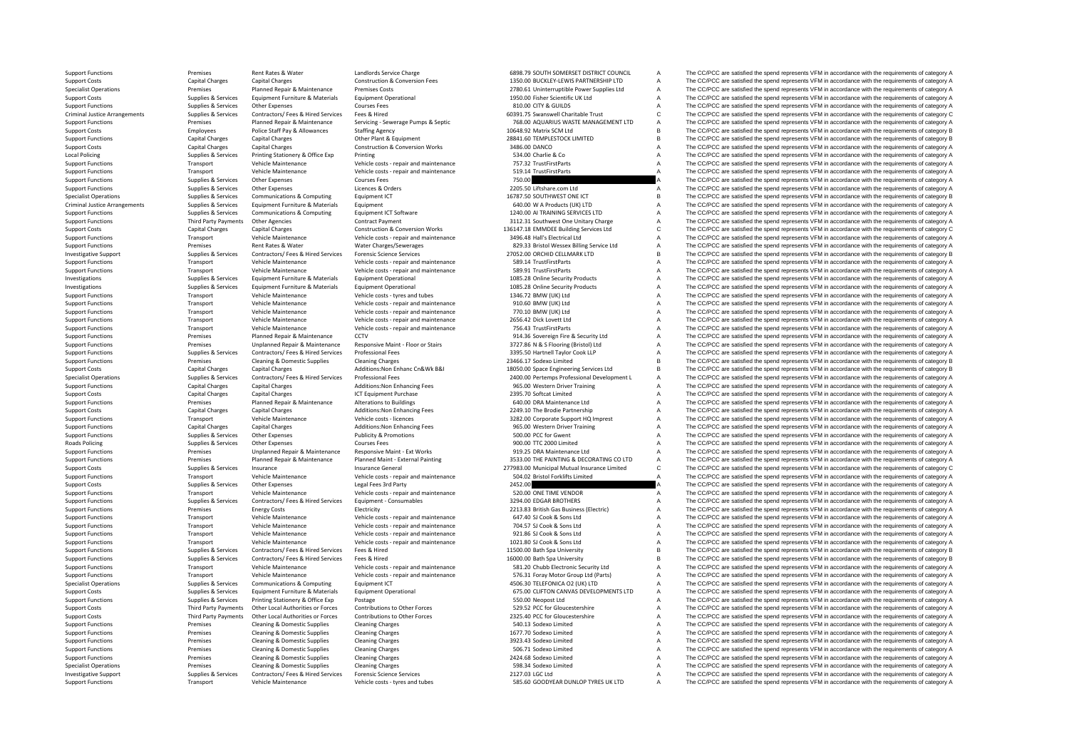| | | | | | | | |
|---|---|---|---|---|---|---|---|
| Support Functions | Premises | Rent Rates & Water | Landlords Service Charge | 6898.79 | SOUTH SOMERSET DISTRICT COUNCIL | A | The CC/PCC are satisfied the spend represents VFM in accordance with the requirements of category A |
| Support Costs | Capital Charges | Capital Charges | Construction & Conversion Fees | 1350.00 | BUCKLEY-LEWIS PARTNERSHIP LTD | A | The CC/PCC are satisfied the spend represents VFM in accordance with the requirements of category A |
| Specialist Operations | Premises | Planned Repair & Maintenance | Premises Costs | 2780.61 | Uninterruptible Power Supplies Ltd | A | The CC/PCC are satisfied the spend represents VFM in accordance with the requirements of category A |
| Support Costs | Supplies & Services | Equipment Furniture & Materials | Equipment Operational | 1950.00 | Fisher Scientific UK Ltd | A | The CC/PCC are satisfied the spend represents VFM in accordance with the requirements of category A |
| Support Functions | Supplies & Services | Other Expenses | Courses Fees | 810.00 | CITY & GUILDS | A | The CC/PCC are satisfied the spend represents VFM in accordance with the requirements of category A |
| Criminal Justice Arrangements | Supplies & Services | Contractors/ Fees & Hired Services | Fees & Hired | 60391.75 | Swanswell Charitable Trust | C | The CC/PCC are satisfied the spend represents VFM in accordance with the requirements of category C |
| Support Functions | Premises | Planned Repair & Maintenance | Servicing - Sewerage Pumps & Septic | 768.00 | AQUARIUS WASTE MANAGEMENT LTD | A | The CC/PCC are satisfied the spend represents VFM in accordance with the requirements of category A |
| Support Costs | Employees | Police Staff Pay & Allowances | Staffing Agency | 10648.92 | Matrix SCM Ltd | B | The CC/PCC are satisfied the spend represents VFM in accordance with the requirements of category B |
| Support Functions | Capital Charges | Capital Charges | Other Plant & Equipment | 28841.60 | TEMPLESTOCK LIMITED | B | The CC/PCC are satisfied the spend represents VFM in accordance with the requirements of category B |
| Support Costs | Capital Charges | Capital Charges | Construction & Conversion Works | 3486.00 | DANCO | A | The CC/PCC are satisfied the spend represents VFM in accordance with the requirements of category A |
| Local Policing | Supplies & Services | Printing Stationery & Office Exp | Printing | 534.00 | Charlie & Co | A | The CC/PCC are satisfied the spend represents VFM in accordance with the requirements of category A |
| Support Functions | Transport | Vehicle Maintenance | Vehicle costs - repair and maintenance | 757.32 | TrustFirstParts | A | The CC/PCC are satisfied the spend represents VFM in accordance with the requirements of category A |
| Support Functions | Transport | Vehicle Maintenance | Vehicle costs - repair and maintenance | 519.14 | TrustFirstParts | A | The CC/PCC are satisfied the spend represents VFM in accordance with the requirements of category A |
| Support Functions | Supplies & Services | Other Expenses | Courses Fees | 750.00 | | A | The CC/PCC are satisfied the spend represents VFM in accordance with the requirements of category A |
| Support Functions | Supplies & Services | Other Expenses | Licences & Orders | 2205.50 | Liftshare.com Ltd | A | The CC/PCC are satisfied the spend represents VFM in accordance with the requirements of category A |
| Specialist Operations | Supplies & Services | Communications & Computing | Equipment ICT | 16787.50 | SOUTHWEST ONE ICT | B | The CC/PCC are satisfied the spend represents VFM in accordance with the requirements of category B |
| Criminal Justice Arrangements | Supplies & Services | Equipment Furniture & Materials | Equipment | 640.00 | W A Products (UK) LTD | A | The CC/PCC are satisfied the spend represents VFM in accordance with the requirements of category A |
| Support Functions | Supplies & Services | Communications & Computing | Equipment ICT Software | 1240.00 | AI TRAINING SERVICES LTD | A | The CC/PCC are satisfied the spend represents VFM in accordance with the requirements of category A |
| Support Functions | Third Party Payments | Other Agencies | Contract Payment | 3112.31 | Southwest One Unitary Charge | A | The CC/PCC are satisfied the spend represents VFM in accordance with the requirements of category A |
| Support Costs | Capital Charges | Capital Charges | Construction & Conversion Works | 136147.18 | EMMDEE Building Services Ltd | C | The CC/PCC are satisfied the spend represents VFM in accordance with the requirements of category C |
| Support Functions | Transport | Vehicle Maintenance | Vehicle costs - repair and maintenance | 3496.48 | Hall's Electrical Ltd | A | The CC/PCC are satisfied the spend represents VFM in accordance with the requirements of category A |
| Support Functions | Premises | Rent Rates & Water | Water Charges/Sewerages | 829.33 | Bristol Wessex Billing Service Ltd | A | The CC/PCC are satisfied the spend represents VFM in accordance with the requirements of category A |
| Investigative Support | Supplies & Services | Contractors/ Fees & Hired Services | Forensic Science Services | 27052.00 | ORCHID CELLMARK LTD | B | The CC/PCC are satisfied the spend represents VFM in accordance with the requirements of category B |
| Support Functions | Transport | Vehicle Maintenance | Vehicle costs - repair and maintenance | 589.14 | TrustFirstParts | A | The CC/PCC are satisfied the spend represents VFM in accordance with the requirements of category A |
| Support Functions | Transport | Vehicle Maintenance | Vehicle costs - repair and maintenance | 589.91 | TrustFirstParts | A | The CC/PCC are satisfied the spend represents VFM in accordance with the requirements of category A |
| Investigations | Supplies & Services | Equipment Furniture & Materials | Equipment Operational | 1085.28 | Online Security Products | A | The CC/PCC are satisfied the spend represents VFM in accordance with the requirements of category A |
| Investigations | Supplies & Services | Equipment Furniture & Materials | Equipment Operational | 1085.28 | Online Security Products | A | The CC/PCC are satisfied the spend represents VFM in accordance with the requirements of category A |
| Support Functions | Transport | Vehicle Maintenance | Vehicle costs - tyres and tubes | 1346.72 | BMW (UK) Ltd | A | The CC/PCC are satisfied the spend represents VFM in accordance with the requirements of category A |
| Support Functions | Transport | Vehicle Maintenance | Vehicle costs - repair and maintenance | 910.60 | BMW (UK) Ltd | A | The CC/PCC are satisfied the spend represents VFM in accordance with the requirements of category A |
| Support Functions | Transport | Vehicle Maintenance | Vehicle costs - repair and maintenance | 770.10 | BMW (UK) Ltd | A | The CC/PCC are satisfied the spend represents VFM in accordance with the requirements of category A |
| Support Functions | Transport | Vehicle Maintenance | Vehicle costs - repair and maintenance | 2656.42 | Dick Lovett Ltd | A | The CC/PCC are satisfied the spend represents VFM in accordance with the requirements of category A |
| Support Functions | Transport | Vehicle Maintenance | Vehicle costs - repair and maintenance | 756.43 | TrustFirstParts | A | The CC/PCC are satisfied the spend represents VFM in accordance with the requirements of category A |
| Support Functions | Premises | Planned Repair & Maintenance | CCTV | 914.36 | Sovereign Fire & Security Ltd | A | The CC/PCC are satisfied the spend represents VFM in accordance with the requirements of category A |
| Support Functions | Premises | Unplanned Repair & Maintenance | Responsive Maint - Floor or Stairs | 3727.86 | N & S Flooring (Bristol) Ltd | A | The CC/PCC are satisfied the spend represents VFM in accordance with the requirements of category A |
| Support Functions | Supplies & Services | Contractors/ Fees & Hired Services | Professional Fees | 3395.50 | Hartnell Taylor Cook LLP | A | The CC/PCC are satisfied the spend represents VFM in accordance with the requirements of category A |
| Support Functions | Premises | Cleaning & Domestic Supplies | Cleaning Charges | 23466.17 | Sodexo Limited | B | The CC/PCC are satisfied the spend represents VFM in accordance with the requirements of category B |
| Support Costs | Capital Charges | Capital Charges | Additions:Non Enhanc Cn&Wk B&I | 18050.00 | Space Engineering Services Ltd | B | The CC/PCC are satisfied the spend represents VFM in accordance with the requirements of category B |
| Specialist Operations | Supplies & Services | Contractors/ Fees & Hired Services | Professional Fees | 2400.00 | Pertemps Professional Development L | A | The CC/PCC are satisfied the spend represents VFM in accordance with the requirements of category A |
| Support Functions | Capital Charges | Capital Charges | Additions:Non Enhancing Fees | 965.00 | Western Driver Training | A | The CC/PCC are satisfied the spend represents VFM in accordance with the requirements of category A |
| Support Costs | Capital Charges | Capital Charges | ICT Equipment Purchase | 2395.70 | Softcat Limited | A | The CC/PCC are satisfied the spend represents VFM in accordance with the requirements of category A |
| Support Functions | Premises | Planned Repair & Maintenance | Alterations to Buildings | 640.00 | DRA Maintenance Ltd | A | The CC/PCC are satisfied the spend represents VFM in accordance with the requirements of category A |
| Support Costs | Capital Charges | Capital Charges | Additions:Non Enhancing Fees | 2249.10 | The Brodie Partnership | A | The CC/PCC are satisfied the spend represents VFM in accordance with the requirements of category A |
| Support Functions | Transport | Vehicle Maintenance | Vehicle costs - licences | 3282.00 | Corporate Support HQ Imprest | A | The CC/PCC are satisfied the spend represents VFM in accordance with the requirements of category A |
| Support Functions | Capital Charges | Capital Charges | Additions:Non Enhancing Fees | 965.00 | Western Driver Training | A | The CC/PCC are satisfied the spend represents VFM in accordance with the requirements of category A |
| Support Functions | Supplies & Services | Other Expenses | Publicity & Promotions | 500.00 | PCC for Gwent | A | The CC/PCC are satisfied the spend represents VFM in accordance with the requirements of category A |
| Roads Policing | Supplies & Services | Other Expenses | Courses Fees | 900.00 | TTC 2000 Limited | A | The CC/PCC are satisfied the spend represents VFM in accordance with the requirements of category A |
| Support Functions | Premises | Unplanned Repair & Maintenance | Responsive Maint - Ext Works | 919.25 | DRA Maintenance Ltd | A | The CC/PCC are satisfied the spend represents VFM in accordance with the requirements of category A |
| Support Functions | Premises | Planned Repair & Maintenance | Planned Maint - External Painting | 3533.00 | THE PAINTING & DECORATING CO LTD | A | The CC/PCC are satisfied the spend represents VFM in accordance with the requirements of category A |
| Support Costs | Supplies & Services | Insurance | Insurance General | 277983.00 | Municipal Mutual Insurance Limited | C | The CC/PCC are satisfied the spend represents VFM in accordance with the requirements of category C |
| Support Functions | Transport | Vehicle Maintenance | Vehicle costs - repair and maintenance | 504.02 | Bristol Forklifts Limited | A | The CC/PCC are satisfied the spend represents VFM in accordance with the requirements of category A |
| Support Costs | Supplies & Services | Other Expenses | Legal Fees 3rd Party | 2452.00 | | A | The CC/PCC are satisfied the spend represents VFM in accordance with the requirements of category A |
| Support Functions | Transport | Vehicle Maintenance | Vehicle costs - repair and maintenance | 520.00 | ONE TIME VENDOR | A | The CC/PCC are satisfied the spend represents VFM in accordance with the requirements of category A |
| Support Functions | Supplies & Services | Contractors/ Fees & Hired Services | Equipment - Consumables | 3294.00 | EDGAR BROTHERS | A | The CC/PCC are satisfied the spend represents VFM in accordance with the requirements of category A |
| Support Functions | Premises | Energy Costs | Electricity | 2213.83 | British Gas Business (Electric) | A | The CC/PCC are satisfied the spend represents VFM in accordance with the requirements of category A |
| Support Functions | Transport | Vehicle Maintenance | Vehicle costs - repair and maintenance | 647.40 | SJ Cook & Sons Ltd | A | The CC/PCC are satisfied the spend represents VFM in accordance with the requirements of category A |
| Support Functions | Transport | Vehicle Maintenance | Vehicle costs - repair and maintenance | 704.57 | SJ Cook & Sons Ltd | A | The CC/PCC are satisfied the spend represents VFM in accordance with the requirements of category A |
| Support Functions | Transport | Vehicle Maintenance | Vehicle costs - repair and maintenance | 921.86 | SJ Cook & Sons Ltd | A | The CC/PCC are satisfied the spend represents VFM in accordance with the requirements of category A |
| Support Functions | Transport | Vehicle Maintenance | Vehicle costs - repair and maintenance | 1021.80 | SJ Cook & Sons Ltd | A | The CC/PCC are satisfied the spend represents VFM in accordance with the requirements of category A |
| Support Functions | Supplies & Services | Contractors/ Fees & Hired Services | Fees & Hired | 11500.00 | Bath Spa University | B | The CC/PCC are satisfied the spend represents VFM in accordance with the requirements of category B |
| Support Functions | Supplies & Services | Contractors/ Fees & Hired Services | Fees & Hired | 16000.00 | Bath Spa University | B | The CC/PCC are satisfied the spend represents VFM in accordance with the requirements of category B |
| Support Functions | Transport | Vehicle Maintenance | Vehicle costs - repair and maintenance | 581.20 | Chubb Electronic Security Ltd | A | The CC/PCC are satisfied the spend represents VFM in accordance with the requirements of category A |
| Support Functions | Transport | Vehicle Maintenance | Vehicle costs - repair and maintenance | 576.31 | Foray Motor Group Ltd (Parts) | A | The CC/PCC are satisfied the spend represents VFM in accordance with the requirements of category A |
| Specialist Operations | Supplies & Services | Communications & Computing | Equipment ICT | 4506.30 | TELEFONICA O2 (UK) LTD | A | The CC/PCC are satisfied the spend represents VFM in accordance with the requirements of category A |
| Support Costs | Supplies & Services | Equipment Furniture & Materials | Equipment Operational | 675.00 | CLIFTON CANVAS DEVELOPMENTS LTD | A | The CC/PCC are satisfied the spend represents VFM in accordance with the requirements of category A |
| Support Functions | Supplies & Services | Printing Stationery & Office Exp | Postage | 550.00 | Neopost Ltd | A | The CC/PCC are satisfied the spend represents VFM in accordance with the requirements of category A |
| Support Costs | Third Party Payments | Other Local Authorities or Forces | Contributions to Other Forces | 529.52 | PCC for Gloucestershire | A | The CC/PCC are satisfied the spend represents VFM in accordance with the requirements of category A |
| Support Costs | Third Party Payments | Other Local Authorities or Forces | Contributions to Other Forces | 2325.40 | PCC for Gloucestershire | A | The CC/PCC are satisfied the spend represents VFM in accordance with the requirements of category A |
| Support Functions | Premises | Cleaning & Domestic Supplies | Cleaning Charges | 540.13 | Sodexo Limited | A | The CC/PCC are satisfied the spend represents VFM in accordance with the requirements of category A |
| Support Functions | Premises | Cleaning & Domestic Supplies | Cleaning Charges | 1677.70 | Sodexo Limited | A | The CC/PCC are satisfied the spend represents VFM in accordance with the requirements of category A |
| Support Functions | Premises | Cleaning & Domestic Supplies | Cleaning Charges | 3923.43 | Sodexo Limited | A | The CC/PCC are satisfied the spend represents VFM in accordance with the requirements of category A |
| Support Functions | Premises | Cleaning & Domestic Supplies | Cleaning Charges | 506.71 | Sodexo Limited | A | The CC/PCC are satisfied the spend represents VFM in accordance with the requirements of category A |
| Support Functions | Premises | Cleaning & Domestic Supplies | Cleaning Charges | 2424.68 | Sodexo Limited | A | The CC/PCC are satisfied the spend represents VFM in accordance with the requirements of category A |
| Specialist Operations | Premises | Cleaning & Domestic Supplies | Cleaning Charges | 598.34 | Sodexo Limited | A | The CC/PCC are satisfied the spend represents VFM in accordance with the requirements of category A |
| Investigative Support | Supplies & Services | Contractors/ Fees & Hired Services | Forensic Science Services | 2127.03 | LGC Ltd | A | The CC/PCC are satisfied the spend represents VFM in accordance with the requirements of category A |
| Support Functions | Transport | Vehicle Maintenance | Vehicle costs - tyres and tubes | 585.60 | GOODYEAR DUNLOP TYRES UK LTD | A | The CC/PCC are satisfied the spend represents VFM in accordance with the requirements of category A |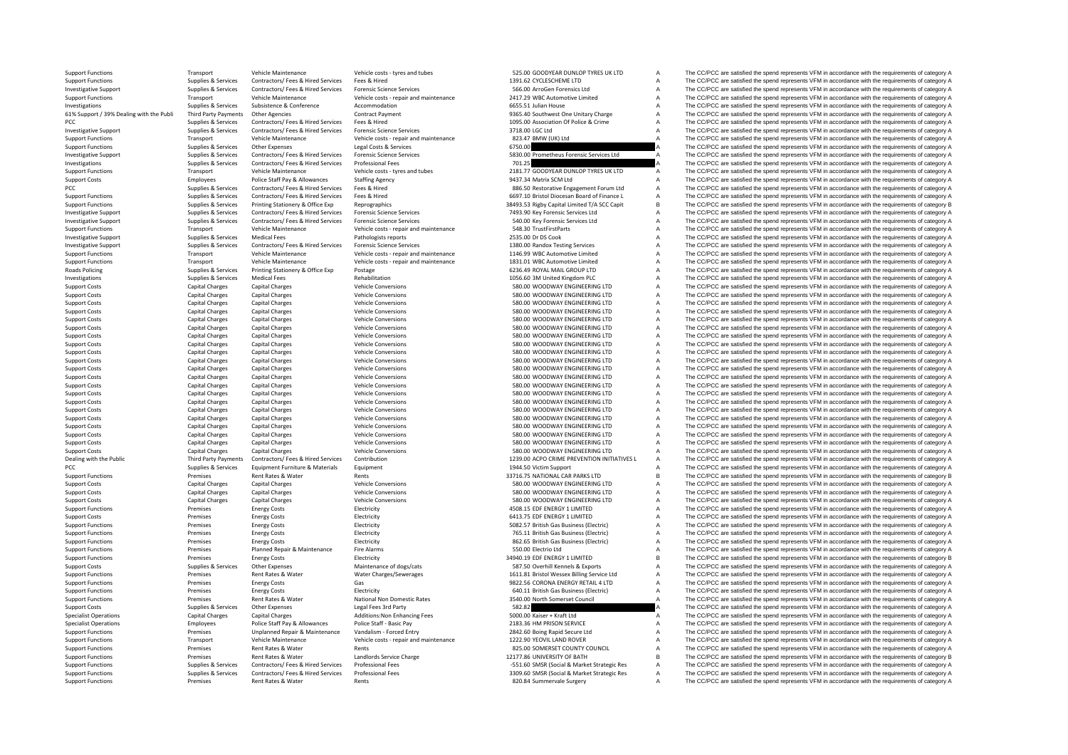| | | | | | | | |
|---|---|---|---|---|---|---|---|
| Support Functions | Transport | Vehicle Maintenance | Vehicle costs - tyres and tubes | 525.00 | GOODYEAR DUNLOP TYRES UK LTD | A | The CC/PCC are satisfied the spend represents VFM in accordance with the requirements of category A |
| Support Functions | Supplies & Services | Contractors/ Fees & Hired Services | Fees & Hired | 1391.62 | CYCLESCHEME LTD | A | The CC/PCC are satisfied the spend represents VFM in accordance with the requirements of category A |
| Investigative Support | Supplies & Services | Contractors/ Fees & Hired Services | Forensic Science Services | 566.00 | ArroGen Forensics Ltd | A | The CC/PCC are satisfied the spend represents VFM in accordance with the requirements of category A |
| Support Functions | Transport | Vehicle Maintenance | Vehicle costs - repair and maintenance | 2417.29 | WBC Automotive Limited | A | The CC/PCC are satisfied the spend represents VFM in accordance with the requirements of category A |
| Investigations | Supplies & Services | Subsistence & Conference | Accommodation | 6655.51 | Julian House | A | The CC/PCC are satisfied the spend represents VFM in accordance with the requirements of category A |
| 61% Support / 39% Dealing with the Publi | Third Party Payments | Other Agencies | Contract Payment | 9365.40 | Southwest One Unitary Charge | A | The CC/PCC are satisfied the spend represents VFM in accordance with the requirements of category A |
| PCC | Supplies & Services | Contractors/ Fees & Hired Services | Fees & Hired | 1095.00 | Association Of Police & Crime | A | The CC/PCC are satisfied the spend represents VFM in accordance with the requirements of category A |
| Investigative Support | Supplies & Services | Contractors/ Fees & Hired Services | Forensic Science Services | 3718.00 | LGC Ltd | A | The CC/PCC are satisfied the spend represents VFM in accordance with the requirements of category A |
| Support Functions | Transport | Vehicle Maintenance | Vehicle costs - repair and maintenance | 823.47 | BMW (UK) Ltd | A | The CC/PCC are satisfied the spend represents VFM in accordance with the requirements of category A |
| Support Functions | Supplies & Services | Other Expenses | Legal Costs & Services | 6750.00 | | A | The CC/PCC are satisfied the spend represents VFM in accordance with the requirements of category A |
| Investigative Support | Supplies & Services | Contractors/ Fees & Hired Services | Forensic Science Services | 5830.00 | Prometheus Forensic Services Ltd | A | The CC/PCC are satisfied the spend represents VFM in accordance with the requirements of category A |
| Investigations | Supplies & Services | Contractors/ Fees & Hired Services | Professional Fees | 701.25 | | A | The CC/PCC are satisfied the spend represents VFM in accordance with the requirements of category A |
| Support Functions | Transport | Vehicle Maintenance | Vehicle costs - tyres and tubes | 2181.77 | GOODYEAR DUNLOP TYRES UK LTD | A | The CC/PCC are satisfied the spend represents VFM in accordance with the requirements of category A |
| Support Costs | Employees | Police Staff Pay & Allowances | Staffing Agency | 9437.34 | Matrix SCM Ltd | A | The CC/PCC are satisfied the spend represents VFM in accordance with the requirements of category A |
| PCC | Supplies & Services | Contractors/ Fees & Hired Services | Fees & Hired | 886.50 | Restorative Engagement Forum Ltd | A | The CC/PCC are satisfied the spend represents VFM in accordance with the requirements of category A |
| Support Functions | Supplies & Services | Contractors/ Fees & Hired Services | Fees & Hired | 6697.10 | Bristol Diocesan Board of Finance L | A | The CC/PCC are satisfied the spend represents VFM in accordance with the requirements of category A |
| Support Functions | Supplies & Services | Printing Stationery & Office Exp | Reprographics | 38493.53 | Rigby Capital Limited T/A SCC Capit | B | The CC/PCC are satisfied the spend represents VFM in accordance with the requirements of category B |
| Investigative Support | Supplies & Services | Contractors/ Fees & Hired Services | Forensic Science Services | 7493.90 | Key Forensic Services Ltd | A | The CC/PCC are satisfied the spend represents VFM in accordance with the requirements of category A |
| Investigative Support | Supplies & Services | Contractors/ Fees & Hired Services | Forensic Science Services | 540.00 | Key Forensic Services Ltd | A | The CC/PCC are satisfied the spend represents VFM in accordance with the requirements of category A |
| Support Functions | Transport | Vehicle Maintenance | Vehicle costs - repair and maintenance | 548.30 | TrustFirstParts | A | The CC/PCC are satisfied the spend represents VFM in accordance with the requirements of category A |
| Investigative Support | Supplies & Services | Medical Fees | Pathologists reports | 2535.00 | Dr DS Cook | A | The CC/PCC are satisfied the spend represents VFM in accordance with the requirements of category A |
| Investigative Support | Supplies & Services | Contractors/ Fees & Hired Services | Forensic Science Services | 1380.00 | Randox Testing Services | A | The CC/PCC are satisfied the spend represents VFM in accordance with the requirements of category A |
| Support Functions | Transport | Vehicle Maintenance | Vehicle costs - repair and maintenance | 1146.99 | WBC Automotive Limited | A | The CC/PCC are satisfied the spend represents VFM in accordance with the requirements of category A |
| Support Functions | Transport | Vehicle Maintenance | Vehicle costs - repair and maintenance | 1831.01 | WBC Automotive Limited | A | The CC/PCC are satisfied the spend represents VFM in accordance with the requirements of category A |
| Roads Policing | Supplies & Services | Printing Stationery & Office Exp | Postage | 6236.49 | ROYAL MAIL GROUP LTD | A | The CC/PCC are satisfied the spend represents VFM in accordance with the requirements of category A |
| Investigations | Supplies & Services | Medical Fees | Rehabilitation | 1056.60 | 3M United Kingdom PLC | A | The CC/PCC are satisfied the spend represents VFM in accordance with the requirements of category A |
| Support Costs | Capital Charges | Capital Charges | Vehicle Conversions | 580.00 | WOODWAY ENGINEERING LTD | A | The CC/PCC are satisfied the spend represents VFM in accordance with the requirements of category A |
| Support Costs | Capital Charges | Capital Charges | Vehicle Conversions | 580.00 | WOODWAY ENGINEERING LTD | A | The CC/PCC are satisfied the spend represents VFM in accordance with the requirements of category A |
| Support Costs | Capital Charges | Capital Charges | Vehicle Conversions | 580.00 | WOODWAY ENGINEERING LTD | A | The CC/PCC are satisfied the spend represents VFM in accordance with the requirements of category A |
| Support Costs | Capital Charges | Capital Charges | Vehicle Conversions | 580.00 | WOODWAY ENGINEERING LTD | A | The CC/PCC are satisfied the spend represents VFM in accordance with the requirements of category A |
| Support Costs | Capital Charges | Capital Charges | Vehicle Conversions | 580.00 | WOODWAY ENGINEERING LTD | A | The CC/PCC are satisfied the spend represents VFM in accordance with the requirements of category A |
| Support Costs | Capital Charges | Capital Charges | Vehicle Conversions | 580.00 | WOODWAY ENGINEERING LTD | A | The CC/PCC are satisfied the spend represents VFM in accordance with the requirements of category A |
| Support Costs | Capital Charges | Capital Charges | Vehicle Conversions | 580.00 | WOODWAY ENGINEERING LTD | A | The CC/PCC are satisfied the spend represents VFM in accordance with the requirements of category A |
| Support Costs | Capital Charges | Capital Charges | Vehicle Conversions | 580.00 | WOODWAY ENGINEERING LTD | A | The CC/PCC are satisfied the spend represents VFM in accordance with the requirements of category A |
| Support Costs | Capital Charges | Capital Charges | Vehicle Conversions | 580.00 | WOODWAY ENGINEERING LTD | A | The CC/PCC are satisfied the spend represents VFM in accordance with the requirements of category A |
| Support Costs | Capital Charges | Capital Charges | Vehicle Conversions | 580.00 | WOODWAY ENGINEERING LTD | A | The CC/PCC are satisfied the spend represents VFM in accordance with the requirements of category A |
| Support Costs | Capital Charges | Capital Charges | Vehicle Conversions | 580.00 | WOODWAY ENGINEERING LTD | A | The CC/PCC are satisfied the spend represents VFM in accordance with the requirements of category A |
| Support Costs | Capital Charges | Capital Charges | Vehicle Conversions | 580.00 | WOODWAY ENGINEERING LTD | A | The CC/PCC are satisfied the spend represents VFM in accordance with the requirements of category A |
| Support Costs | Capital Charges | Capital Charges | Vehicle Conversions | 580.00 | WOODWAY ENGINEERING LTD | A | The CC/PCC are satisfied the spend represents VFM in accordance with the requirements of category A |
| Support Costs | Capital Charges | Capital Charges | Vehicle Conversions | 580.00 | WOODWAY ENGINEERING LTD | A | The CC/PCC are satisfied the spend represents VFM in accordance with the requirements of category A |
| Support Costs | Capital Charges | Capital Charges | Vehicle Conversions | 580.00 | WOODWAY ENGINEERING LTD | A | The CC/PCC are satisfied the spend represents VFM in accordance with the requirements of category A |
| Support Costs | Capital Charges | Capital Charges | Vehicle Conversions | 580.00 | WOODWAY ENGINEERING LTD | A | The CC/PCC are satisfied the spend represents VFM in accordance with the requirements of category A |
| Support Costs | Capital Charges | Capital Charges | Vehicle Conversions | 580.00 | WOODWAY ENGINEERING LTD | A | The CC/PCC are satisfied the spend represents VFM in accordance with the requirements of category A |
| Support Costs | Capital Charges | Capital Charges | Vehicle Conversions | 580.00 | WOODWAY ENGINEERING LTD | A | The CC/PCC are satisfied the spend represents VFM in accordance with the requirements of category A |
| Support Costs | Capital Charges | Capital Charges | Vehicle Conversions | 580.00 | WOODWAY ENGINEERING LTD | A | The CC/PCC are satisfied the spend represents VFM in accordance with the requirements of category A |
| Support Costs | Capital Charges | Capital Charges | Vehicle Conversions | 580.00 | WOODWAY ENGINEERING LTD | A | The CC/PCC are satisfied the spend represents VFM in accordance with the requirements of category A |
| Support Costs | Capital Charges | Capital Charges | Vehicle Conversions | 580.00 | WOODWAY ENGINEERING LTD | A | The CC/PCC are satisfied the spend represents VFM in accordance with the requirements of category A |
| Support Costs | Capital Charges | Capital Charges | Vehicle Conversions | 580.00 | WOODWAY ENGINEERING LTD | A | The CC/PCC are satisfied the spend represents VFM in accordance with the requirements of category A |
| Support Costs | Capital Charges | Capital Charges | Vehicle Conversions | 580.00 | WOODWAY ENGINEERING LTD | A | The CC/PCC are satisfied the spend represents VFM in accordance with the requirements of category A |
| Dealing with the Public | Third Party Payments | Contractors/ Fees & Hired Services | Contribution | 1239.00 | ACPO CRIME PREVENTION INITIATIVES L | A | The CC/PCC are satisfied the spend represents VFM in accordance with the requirements of category A |
| PCC | Supplies & Services | Equipment Furniture & Materials | Equipment | 1944.50 | Victim Support | A | The CC/PCC are satisfied the spend represents VFM in accordance with the requirements of category A |
| Support Functions | Premises | Rent Rates & Water | Rents | 33716.75 | NATIONAL CAR PARKS LTD | B | The CC/PCC are satisfied the spend represents VFM in accordance with the requirements of category B |
| Support Costs | Capital Charges | Capital Charges | Vehicle Conversions | 580.00 | WOODWAY ENGINEERING LTD | A | The CC/PCC are satisfied the spend represents VFM in accordance with the requirements of category A |
| Support Costs | Capital Charges | Capital Charges | Vehicle Conversions | 580.00 | WOODWAY ENGINEERING LTD | A | The CC/PCC are satisfied the spend represents VFM in accordance with the requirements of category A |
| Support Costs | Capital Charges | Capital Charges | Vehicle Conversions | 580.00 | WOODWAY ENGINEERING LTD | A | The CC/PCC are satisfied the spend represents VFM in accordance with the requirements of category A |
| Support Functions | Premises | Energy Costs | Electricity | 4508.15 | EDF ENERGY 1 LIMITED | A | The CC/PCC are satisfied the spend represents VFM in accordance with the requirements of category A |
| Support Costs | Premises | Energy Costs | Electricity | 6413.75 | EDF ENERGY 1 LIMITED | A | The CC/PCC are satisfied the spend represents VFM in accordance with the requirements of category A |
| Support Functions | Premises | Energy Costs | Electricity | 5082.57 | British Gas Business (Electric) | A | The CC/PCC are satisfied the spend represents VFM in accordance with the requirements of category A |
| Support Functions | Premises | Energy Costs | Electricity | 765.11 | British Gas Business (Electric) | A | The CC/PCC are satisfied the spend represents VFM in accordance with the requirements of category A |
| Support Functions | Premises | Energy Costs | Electricity | 862.65 | British Gas Business (Electric) | A | The CC/PCC are satisfied the spend represents VFM in accordance with the requirements of category A |
| Support Functions | Premises | Planned Repair & Maintenance | Fire Alarms | 550.00 | Electrio Ltd | A | The CC/PCC are satisfied the spend represents VFM in accordance with the requirements of category A |
| Support Functions | Premises | Energy Costs | Electricity | 34940.19 | EDF ENERGY 1 LIMITED | B | The CC/PCC are satisfied the spend represents VFM in accordance with the requirements of category B |
| Support Costs | Supplies & Services | Other Expenses | Maintenance of dogs/cats | 587.50 | Overhill Kennels & Exports | A | The CC/PCC are satisfied the spend represents VFM in accordance with the requirements of category A |
| Support Functions | Premises | Rent Rates & Water | Water Charges/Sewerages | 1611.81 | Bristol Wessex Billing Service Ltd | A | The CC/PCC are satisfied the spend represents VFM in accordance with the requirements of category A |
| Support Functions | Premises | Energy Costs | Gas | 9822.56 | CORONA ENERGY RETAIL 4 LTD | A | The CC/PCC are satisfied the spend represents VFM in accordance with the requirements of category A |
| Support Functions | Premises | Energy Costs | Electricity | 640.11 | British Gas Business (Electric) | A | The CC/PCC are satisfied the spend represents VFM in accordance with the requirements of category A |
| Support Functions | Premises | Rent Rates & Water | National Non Domestic Rates | 3540.00 | North Somerset Council | A | The CC/PCC are satisfied the spend represents VFM in accordance with the requirements of category A |
| Support Costs | Supplies & Services | Other Expenses | Legal Fees 3rd Party | 582.82 | | A | The CC/PCC are satisfied the spend represents VFM in accordance with the requirements of category A |
| Specialist Operations | Capital Charges | Capital Charges | Additions:Non Enhancing Fees | 5000.00 | Kaiser + Kraft Ltd | A | The CC/PCC are satisfied the spend represents VFM in accordance with the requirements of category A |
| Specialist Operations | Employees | Police Staff Pay & Allowances | Police Staff - Basic Pay | 2183.36 | HM PRISON SERVICE | A | The CC/PCC are satisfied the spend represents VFM in accordance with the requirements of category A |
| Support Functions | Premises | Unplanned Repair & Maintenance | Vandalism - Forced Entry | 2842.60 | Boing Rapid Secure Ltd | A | The CC/PCC are satisfied the spend represents VFM in accordance with the requirements of category A |
| Support Functions | Transport | Vehicle Maintenance | Vehicle costs - repair and maintenance | 1222.90 | YEOVIL LAND ROVER | A | The CC/PCC are satisfied the spend represents VFM in accordance with the requirements of category A |
| Support Functions | Premises | Rent Rates & Water | Rents | 825.00 | SOMERSET COUNTY COUNCIL | A | The CC/PCC are satisfied the spend represents VFM in accordance with the requirements of category A |
| Support Functions | Premises | Rent Rates & Water | Landlords Service Charge | 12177.86 | UNIVERSITY OF BATH | B | The CC/PCC are satisfied the spend represents VFM in accordance with the requirements of category B |
| Support Functions | Supplies & Services | Contractors/ Fees & Hired Services | Professional Fees | -551.60 | SMSR (Social & Market Strategic Res | A | The CC/PCC are satisfied the spend represents VFM in accordance with the requirements of category A |
| Support Functions | Supplies & Services | Contractors/ Fees & Hired Services | Professional Fees | 3309.60 | SMSR (Social & Market Strategic Res | A | The CC/PCC are satisfied the spend represents VFM in accordance with the requirements of category A |
| Support Functions | Premises | Rent Rates & Water | Rents | 820.84 | Summervale Surgery | A | The CC/PCC are satisfied the spend represents VFM in accordance with the requirements of category A |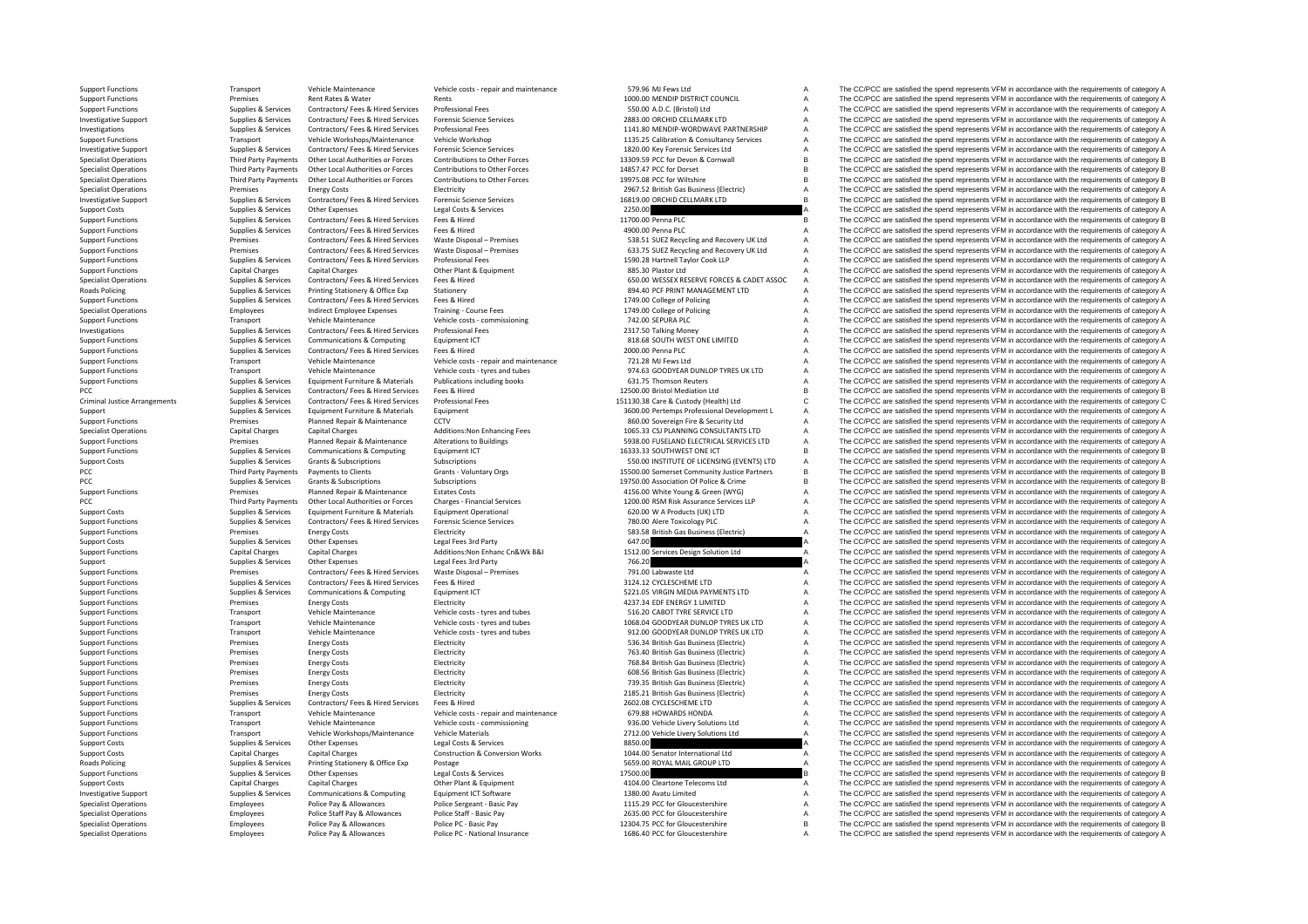| | | | | | | | |
|---|---|---|---|---|---|---|---|
| Support Functions | Transport | Vehicle Maintenance | Vehicle costs ‐ repair and maintenance | 579.96 | MJ Fews Ltd | A | The CC/PCC are satisfied the spend represents VFM in accordance with the requirements of category A |
| Support Functions | Premises | Rent Rates & Water | Rents | 1000.00 | MENDIP DISTRICT COUNCIL | A | The CC/PCC are satisfied the spend represents VFM in accordance with the requirements of category A |
| Support Functions | Supplies & Services | Contractors/ Fees & Hired Services | Professional Fees | 550.00 | A.D.C. (Bristol) Ltd | A | The CC/PCC are satisfied the spend represents VFM in accordance with the requirements of category A |
| Investigative Support | Supplies & Services | Contractors/ Fees & Hired Services | Forensic Science Services | 2883.00 | ORCHID CELLMARK LTD | A | The CC/PCC are satisfied the spend represents VFM in accordance with the requirements of category A |
| Investigations | Supplies & Services | Contractors/ Fees & Hired Services | Professional Fees | 1141.80 | MENDIP‐WORDWAVE PARTNERSHIP | A | The CC/PCC are satisfied the spend represents VFM in accordance with the requirements of category A |
| Support Functions | Transport | Vehicle Workshops/Maintenance | Vehicle Workshop | 1135.25 | Calibration & Consultancy Services | A | The CC/PCC are satisfied the spend represents VFM in accordance with the requirements of category A |
| Investigative Support | Supplies & Services | Contractors/ Fees & Hired Services | Forensic Science Services | 1820.00 | Key Forensic Services Ltd | A | The CC/PCC are satisfied the spend represents VFM in accordance with the requirements of category A |
| Specialist Operations | Third Party Payments | Other Local Authorities or Forces | Contributions to Other Forces | 13309.59 | PCC for Devon & Cornwall | B | The CC/PCC are satisfied the spend represents VFM in accordance with the requirements of category B |
| Specialist Operations | Third Party Payments | Other Local Authorities or Forces | Contributions to Other Forces | 14857.47 | PCC for Dorset | B | The CC/PCC are satisfied the spend represents VFM in accordance with the requirements of category B |
| Specialist Operations | Third Party Payments | Other Local Authorities or Forces | Contributions to Other Forces | 19975.08 | PCC for Wiltshire | B | The CC/PCC are satisfied the spend represents VFM in accordance with the requirements of category B |
| Specialist Operations | Premises | Energy Costs | Electricity | 2967.52 | British Gas Business (Electric) | A | The CC/PCC are satisfied the spend represents VFM in accordance with the requirements of category A |
| Investigative Support | Supplies & Services | Contractors/ Fees & Hired Services | Forensic Science Services | 16819.00 | ORCHID CELLMARK LTD | B | The CC/PCC are satisfied the spend represents VFM in accordance with the requirements of category B |
| Support Costs | Supplies & Services | Other Expenses | Legal Costs & Services | 2250.00 | | A | The CC/PCC are satisfied the spend represents VFM in accordance with the requirements of category A |
| Support Functions | Supplies & Services | Contractors/ Fees & Hired Services | Fees & Hired | 11700.00 | Penna PLC | B | The CC/PCC are satisfied the spend represents VFM in accordance with the requirements of category B |
| Support Functions | Supplies & Services | Contractors/ Fees & Hired Services | Fees & Hired | 4900.00 | Penna PLC | A | The CC/PCC are satisfied the spend represents VFM in accordance with the requirements of category A |
| Support Functions | Premises | Contractors/ Fees & Hired Services | Waste Disposal – Premises | 538.51 | SUEZ Recycling and Recovery UK Ltd | A | The CC/PCC are satisfied the spend represents VFM in accordance with the requirements of category A |
| Support Functions | Premises | Contractors/ Fees & Hired Services | Waste Disposal – Premises | 633.75 | SUEZ Recycling and Recovery UK Ltd | A | The CC/PCC are satisfied the spend represents VFM in accordance with the requirements of category A |
| Support Functions | Supplies & Services | Contractors/ Fees & Hired Services | Professional Fees | 1590.28 | Hartnell Taylor Cook LLP | A | The CC/PCC are satisfied the spend represents VFM in accordance with the requirements of category A |
| Support Functions | Capital Charges | Capital Charges | Other Plant & Equipment | 885.30 | Plastor Ltd | A | The CC/PCC are satisfied the spend represents VFM in accordance with the requirements of category A |
| Specialist Operations | Supplies & Services | Contractors/ Fees & Hired Services | Fees & Hired | 650.00 | WESSEX RESERVE FORCES & CADET ASSOC | A | The CC/PCC are satisfied the spend represents VFM in accordance with the requirements of category A |
| Roads Policing | Supplies & Services | Printing Stationery & Office Exp | Stationery | 894.40 | PCF PRINT MANAGEMENT LTD | A | The CC/PCC are satisfied the spend represents VFM in accordance with the requirements of category A |
| Support Functions | Supplies & Services | Contractors/ Fees & Hired Services | Fees & Hired | 1749.00 | College of Policing | A | The CC/PCC are satisfied the spend represents VFM in accordance with the requirements of category A |
| Specialist Operations | Employees | Indirect Employee Expenses | Training ‐ Course Fees | 1749.00 | College of Policing | A | The CC/PCC are satisfied the spend represents VFM in accordance with the requirements of category A |
| Support Functions | Transport | Vehicle Maintenance | Vehicle costs ‐ commissioning | 742.00 | SEPURA PLC | A | The CC/PCC are satisfied the spend represents VFM in accordance with the requirements of category A |
| Investigations | Supplies & Services | Contractors/ Fees & Hired Services | Professional Fees | 2317.50 | Talking Money | A | The CC/PCC are satisfied the spend represents VFM in accordance with the requirements of category A |
| Support Functions | Supplies & Services | Communications & Computing | Equipment ICT | 818.68 | SOUTH WEST ONE LIMITED | A | The CC/PCC are satisfied the spend represents VFM in accordance with the requirements of category A |
| Support Functions | Supplies & Services | Contractors/ Fees & Hired Services | Fees & Hired | 2000.00 | Penna PLC | A | The CC/PCC are satisfied the spend represents VFM in accordance with the requirements of category A |
| Support Functions | Transport | Vehicle Maintenance | Vehicle costs ‐ repair and maintenance | 721.28 | MJ Fews Ltd | A | The CC/PCC are satisfied the spend represents VFM in accordance with the requirements of category A |
| Support Functions | Transport | Vehicle Maintenance | Vehicle costs ‐ tyres and tubes | 974.63 | GOODYEAR DUNLOP TYRES UK LTD | A | The CC/PCC are satisfied the spend represents VFM in accordance with the requirements of category A |
| Support Functions | Supplies & Services | Equipment Furniture & Materials | Publications including books | 631.75 | Thomson Reuters | A | The CC/PCC are satisfied the spend represents VFM in accordance with the requirements of category A |
| PCC | Supplies & Services | Contractors/ Fees & Hired Services | Fees & Hired | 12500.00 | Bristol Mediation Ltd | B | The CC/PCC are satisfied the spend represents VFM in accordance with the requirements of category B |
| Criminal Justice Arrangements | Supplies & Services | Contractors/ Fees & Hired Services | Professional Fees | 151130.38 | Care & Custody (Health) Ltd | C | The CC/PCC are satisfied the spend represents VFM in accordance with the requirements of category C |
| Support | Supplies & Services | Equipment Furniture & Materials | Equipment | 3600.00 | Pertemps Professional Development L | A | The CC/PCC are satisfied the spend represents VFM in accordance with the requirements of category A |
| Support Functions | Premises | Planned Repair & Maintenance | CCTV | 860.00 | Sovereign Fire & Security Ltd | A | The CC/PCC are satisfied the spend represents VFM in accordance with the requirements of category A |
| Specialist Operations | Capital Charges | Capital Charges | Additions:Non Enhancing Fees | 1065.33 | CSJ PLANNING CONSULTANTS LTD | A | The CC/PCC are satisfied the spend represents VFM in accordance with the requirements of category A |
| Support Functions | Premises | Planned Repair & Maintenance | Alterations to Buildings | 5938.00 | FUSELAND ELECTRICAL SERVICES LTD | A | The CC/PCC are satisfied the spend represents VFM in accordance with the requirements of category A |
| Support Functions | Supplies & Services | Communications & Computing | Equipment ICT | 16333.33 | SOUTHWEST ONE ICT | B | The CC/PCC are satisfied the spend represents VFM in accordance with the requirements of category B |
| Support Costs | Supplies & Services | Grants & Subscriptions | Subscriptions | 550.00 | INSTITUTE OF LICENSING (EVENTS) LTD | A | The CC/PCC are satisfied the spend represents VFM in accordance with the requirements of category A |
| PCC | Third Party Payments | Payments to Clients | Grants ‐ Voluntary Orgs | 15500.00 | Somerset Community Justice Partners | B | The CC/PCC are satisfied the spend represents VFM in accordance with the requirements of category B |
| PCC | Supplies & Services | Grants & Subscriptions | Subscriptions | 19750.00 | Association Of Police & Crime | B | The CC/PCC are satisfied the spend represents VFM in accordance with the requirements of category B |
| Support Functions | Premises | Planned Repair & Maintenance | Estates Costs | 4156.00 | White Young & Green (WYG) | A | The CC/PCC are satisfied the spend represents VFM in accordance with the requirements of category A |
| PCC | Third Party Payments | Other Local Authorities or Forces | Charges ‐ Financial Services | 1200.00 | RSM Risk Assurance Services LLP | A | The CC/PCC are satisfied the spend represents VFM in accordance with the requirements of category A |
| Support Costs | Supplies & Services | Equipment Furniture & Materials | Equipment Operational | 620.00 | W A Products (UK) LTD | A | The CC/PCC are satisfied the spend represents VFM in accordance with the requirements of category A |
| Support Functions | Supplies & Services | Contractors/ Fees & Hired Services | Forensic Science Services | 780.00 | Alere Toxicology PLC | A | The CC/PCC are satisfied the spend represents VFM in accordance with the requirements of category A |
| Support Functions | Premises | Energy Costs | Electricity | 583.58 | British Gas Business (Electric) | A | The CC/PCC are satisfied the spend represents VFM in accordance with the requirements of category A |
| Support Costs | Supplies & Services | Other Expenses | Legal Fees 3rd Party | 647.00 | | A | The CC/PCC are satisfied the spend represents VFM in accordance with the requirements of category A |
| Support Functions | Capital Charges | Capital Charges | Additions:Non Enhanc Cn&Wk B&I | 1512.00 | Services Design Solution Ltd | A | The CC/PCC are satisfied the spend represents VFM in accordance with the requirements of category A |
| Support | Supplies & Services | Other Expenses | Legal Fees 3rd Party | 766.20 | | A | The CC/PCC are satisfied the spend represents VFM in accordance with the requirements of category A |
| Support Functions | Premises | Contractors/ Fees & Hired Services | Waste Disposal – Premises | 791.00 | Labwaste Ltd | A | The CC/PCC are satisfied the spend represents VFM in accordance with the requirements of category A |
| Support Functions | Supplies & Services | Contractors/ Fees & Hired Services | Fees & Hired | 3124.12 | CYCLESCHEME LTD | A | The CC/PCC are satisfied the spend represents VFM in accordance with the requirements of category A |
| Support Functions | Supplies & Services | Communications & Computing | Equipment ICT | 5221.05 | VIRGIN MEDIA PAYMENTS LTD | A | The CC/PCC are satisfied the spend represents VFM in accordance with the requirements of category A |
| Support Functions | Premises | Energy Costs | Electricity | 4237.34 | EDF ENERGY 1 LIMITED | A | The CC/PCC are satisfied the spend represents VFM in accordance with the requirements of category A |
| Support Functions | Transport | Vehicle Maintenance | Vehicle costs ‐ tyres and tubes | 516.20 | CABOT TYRE SERVICE LTD | A | The CC/PCC are satisfied the spend represents VFM in accordance with the requirements of category A |
| Support Functions | Transport | Vehicle Maintenance | Vehicle costs ‐ tyres and tubes | 1068.04 | GOODYEAR DUNLOP TYRES UK LTD | A | The CC/PCC are satisfied the spend represents VFM in accordance with the requirements of category A |
| Support Functions | Transport | Vehicle Maintenance | Vehicle costs ‐ tyres and tubes | 912.00 | GOODYEAR DUNLOP TYRES UK LTD | A | The CC/PCC are satisfied the spend represents VFM in accordance with the requirements of category A |
| Support Functions | Premises | Energy Costs | Electricity | 536.34 | British Gas Business (Electric) | A | The CC/PCC are satisfied the spend represents VFM in accordance with the requirements of category A |
| Support Functions | Premises | Energy Costs | Electricity | 763.40 | British Gas Business (Electric) | A | The CC/PCC are satisfied the spend represents VFM in accordance with the requirements of category A |
| Support Functions | Premises | Energy Costs | Electricity | 768.84 | British Gas Business (Electric) | A | The CC/PCC are satisfied the spend represents VFM in accordance with the requirements of category A |
| Support Functions | Premises | Energy Costs | Electricity | 608.56 | British Gas Business (Electric) | A | The CC/PCC are satisfied the spend represents VFM in accordance with the requirements of category A |
| Support Functions | Premises | Energy Costs | Electricity | 739.35 | British Gas Business (Electric) | A | The CC/PCC are satisfied the spend represents VFM in accordance with the requirements of category A |
| Support Functions | Premises | Energy Costs | Electricity | 2185.21 | British Gas Business (Electric) | A | The CC/PCC are satisfied the spend represents VFM in accordance with the requirements of category A |
| Support Functions | Supplies & Services | Contractors/ Fees & Hired Services | Fees & Hired | 2602.08 | CYCLESCHEME LTD | A | The CC/PCC are satisfied the spend represents VFM in accordance with the requirements of category A |
| Support Functions | Transport | Vehicle Maintenance | Vehicle costs ‐ repair and maintenance | 679.88 | HOWARDS HONDA | A | The CC/PCC are satisfied the spend represents VFM in accordance with the requirements of category A |
| Support Functions | Transport | Vehicle Maintenance | Vehicle costs ‐ commissioning | 936.00 | Vehicle Livery Solutions Ltd | A | The CC/PCC are satisfied the spend represents VFM in accordance with the requirements of category A |
| Support Functions | Transport | Vehicle Workshops/Maintenance | Vehicle Materials | 2712.00 | Vehicle Livery Solutions Ltd | A | The CC/PCC are satisfied the spend represents VFM in accordance with the requirements of category A |
| Support Costs | Supplies & Services | Other Expenses | Legal Costs & Services | 8850.00 | | A | The CC/PCC are satisfied the spend represents VFM in accordance with the requirements of category A |
| Support Costs | Capital Charges | Capital Charges | Construction & Conversion Works | 1044.00 | Senator International Ltd | A | The CC/PCC are satisfied the spend represents VFM in accordance with the requirements of category A |
| Roads Policing | Supplies & Services | Printing Stationery & Office Exp | Postage | 5659.00 | ROYAL MAIL GROUP LTD | A | The CC/PCC are satisfied the spend represents VFM in accordance with the requirements of category A |
| Support Functions | Supplies & Services | Other Expenses | Legal Costs & Services | 17500.00 | | B | The CC/PCC are satisfied the spend represents VFM in accordance with the requirements of category B |
| Support Costs | Capital Charges | Capital Charges | Other Plant & Equipment | 4104.00 | Cleartone Telecoms Ltd | A | The CC/PCC are satisfied the spend represents VFM in accordance with the requirements of category A |
| Investigative Support | Supplies & Services | Communications & Computing | Equipment ICT Software | 1380.00 | Avatu Limited | A | The CC/PCC are satisfied the spend represents VFM in accordance with the requirements of category A |
| Specialist Operations | Employees | Police Pay & Allowances | Police Sergeant ‐ Basic Pay | 1115.29 | PCC for Gloucestershire | A | The CC/PCC are satisfied the spend represents VFM in accordance with the requirements of category A |
| Specialist Operations | Employees | Police Staff Pay & Allowances | Police Staff ‐ Basic Pay | 2635.00 | PCC for Gloucestershire | A | The CC/PCC are satisfied the spend represents VFM in accordance with the requirements of category A |
| Specialist Operations | Employees | Police Pay & Allowances | Police PC ‐ Basic Pay | 12304.75 | PCC for Gloucestershire | B | The CC/PCC are satisfied the spend represents VFM in accordance with the requirements of category B |
| Specialist Operations | Employees | Police Pay & Allowances | Police PC ‐ National Insurance | 1686.40 | PCC for Gloucestershire | A | The CC/PCC are satisfied the spend represents VFM in accordance with the requirements of category A |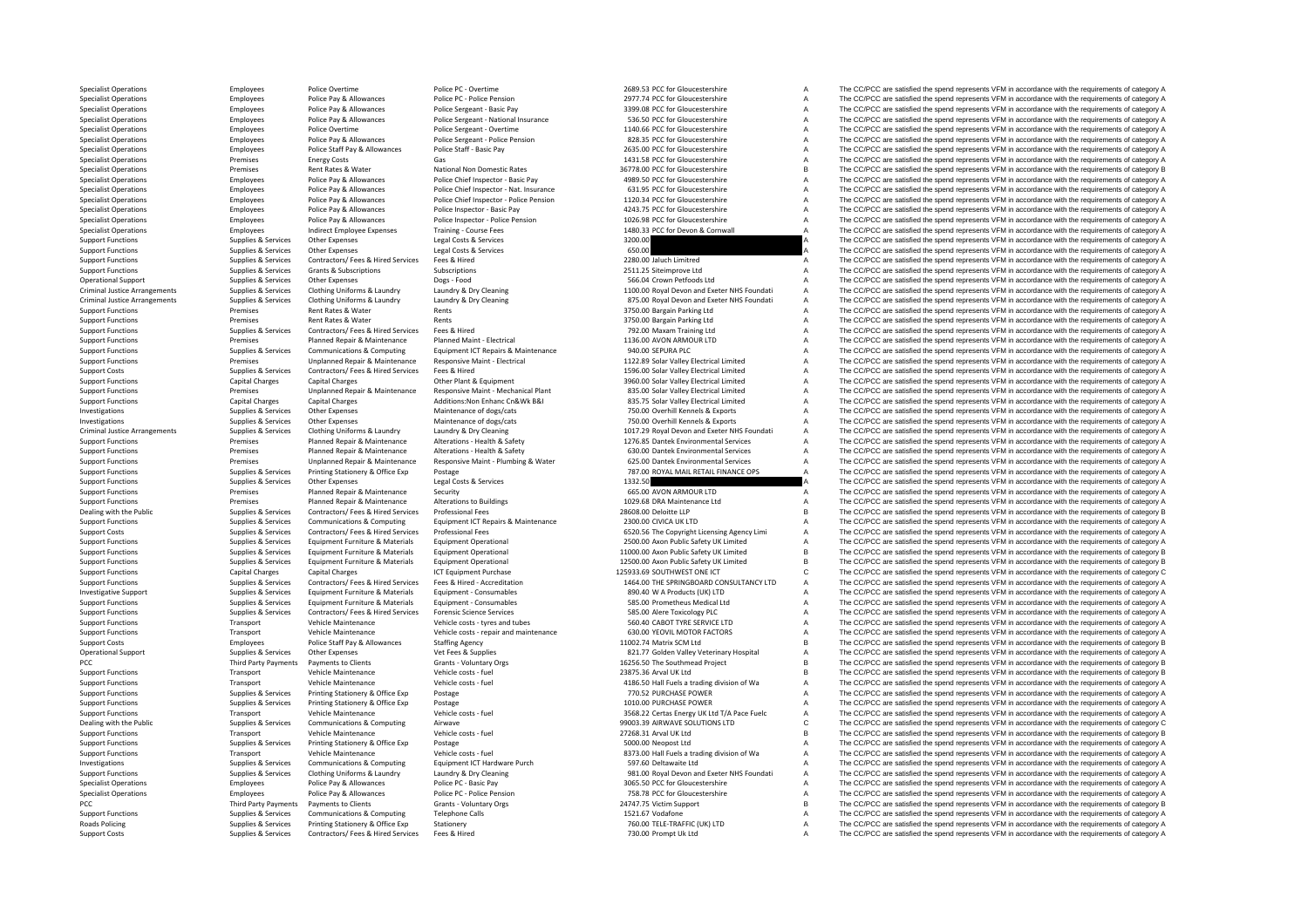| | | | | | | | |
|---|---|---|---|---|---|---|---|
| Specialist Operations | Employees | Police Overtime | Police PC - Overtime | 2689.53 | PCC for Gloucestershire | A | The CC/PCC are satisfied the spend represents VFM in accordance with the requirements of category A |
| Specialist Operations | Employees | Police Pay & Allowances | Police PC - Police Pension | 2977.74 | PCC for Gloucestershire | A | The CC/PCC are satisfied the spend represents VFM in accordance with the requirements of category A |
| Specialist Operations | Employees | Police Pay & Allowances | Police Sergeant - Basic Pay | 3399.08 | PCC for Gloucestershire | A | The CC/PCC are satisfied the spend represents VFM in accordance with the requirements of category A |
| Specialist Operations | Employees | Police Pay & Allowances | Police Sergeant - National Insurance | 536.50 | PCC for Gloucestershire | A | The CC/PCC are satisfied the spend represents VFM in accordance with the requirements of category A |
| Specialist Operations | Employees | Police Overtime | Police Sergeant - Overtime | 1140.66 | PCC for Gloucestershire | A | The CC/PCC are satisfied the spend represents VFM in accordance with the requirements of category A |
| Specialist Operations | Employees | Police Pay & Allowances | Police Sergeant - Police Pension | 828.35 | PCC for Gloucestershire | A | The CC/PCC are satisfied the spend represents VFM in accordance with the requirements of category A |
| Specialist Operations | Employees | Police Staff Pay & Allowances | Police Staff - Basic Pay | 2635.00 | PCC for Gloucestershire | A | The CC/PCC are satisfied the spend represents VFM in accordance with the requirements of category A |
| Specialist Operations | Premises | Energy Costs | Gas | 1431.58 | PCC for Gloucestershire | A | The CC/PCC are satisfied the spend represents VFM in accordance with the requirements of category A |
| Specialist Operations | Premises | Rent Rates & Water | National Non Domestic Rates | 36778.00 | PCC for Gloucestershire | B | The CC/PCC are satisfied the spend represents VFM in accordance with the requirements of category B |
| Specialist Operations | Employees | Police Pay & Allowances | Police Chief Inspector - Basic Pay | 4989.50 | PCC for Gloucestershire | A | The CC/PCC are satisfied the spend represents VFM in accordance with the requirements of category A |
| Specialist Operations | Employees | Police Pay & Allowances | Police Chief Inspector - Nat. Insurance | 631.95 | PCC for Gloucestershire | A | The CC/PCC are satisfied the spend represents VFM in accordance with the requirements of category A |
| Specialist Operations | Employees | Police Pay & Allowances | Police Chief Inspector - Police Pension | 1120.34 | PCC for Gloucestershire | A | The CC/PCC are satisfied the spend represents VFM in accordance with the requirements of category A |
| Specialist Operations | Employees | Police Pay & Allowances | Police Inspector - Basic Pay | 4243.75 | PCC for Gloucestershire | A | The CC/PCC are satisfied the spend represents VFM in accordance with the requirements of category A |
| Specialist Operations | Employees | Police Pay & Allowances | Police Inspector - Police Pension | 1026.98 | PCC for Gloucestershire | A | The CC/PCC are satisfied the spend represents VFM in accordance with the requirements of category A |
| Specialist Operations | Employees | Indirect Employee Expenses | Training - Course Fees | 1480.33 | PCC for Devon & Cornwall | A | The CC/PCC are satisfied the spend represents VFM in accordance with the requirements of category A |
| Support Functions | Supplies & Services | Other Expenses | Legal Costs & Services | 3200.00 | | A | The CC/PCC are satisfied the spend represents VFM in accordance with the requirements of category A |
| Support Functions | Supplies & Services | Other Expenses | Legal Costs & Services | 650.00 | | A | The CC/PCC are satisfied the spend represents VFM in accordance with the requirements of category A |
| Support Functions | Supplies & Services | Contractors/ Fees & Hired Services | Fees & Hired | 2280.00 | Jaluch Limitred | A | The CC/PCC are satisfied the spend represents VFM in accordance with the requirements of category A |
| Support Functions | Supplies & Services | Grants & Subscriptions | Subscriptions | 2511.25 | Siteimprove Ltd | A | The CC/PCC are satisfied the spend represents VFM in accordance with the requirements of category A |
| Operational Support | Supplies & Services | Other Expenses | Dogs - Food | 566.04 | Crown Petfoods Ltd | A | The CC/PCC are satisfied the spend represents VFM in accordance with the requirements of category A |
| Criminal Justice Arrangements | Supplies & Services | Clothing Uniforms & Laundry | Laundry & Dry Cleaning | 1100.00 | Royal Devon and Exeter NHS Foundati | A | The CC/PCC are satisfied the spend represents VFM in accordance with the requirements of category A |
| Criminal Justice Arrangements | Supplies & Services | Clothing Uniforms & Laundry | Laundry & Dry Cleaning | 875.00 | Royal Devon and Exeter NHS Foundati | A | The CC/PCC are satisfied the spend represents VFM in accordance with the requirements of category A |
| Support Functions | Premises | Rent Rates & Water | Rents | 3750.00 | Bargain Parking Ltd | A | The CC/PCC are satisfied the spend represents VFM in accordance with the requirements of category A |
| Support Functions | Premises | Rent Rates & Water | Rents | 3750.00 | Bargain Parking Ltd | A | The CC/PCC are satisfied the spend represents VFM in accordance with the requirements of category A |
| Support Functions | Supplies & Services | Contractors/ Fees & Hired Services | Fees & Hired | 792.00 | Maxam Training Ltd | A | The CC/PCC are satisfied the spend represents VFM in accordance with the requirements of category A |
| Support Functions | Premises | Planned Repair & Maintenance | Planned Maint - Electrical | 1136.00 | AVON ARMOUR LTD | A | The CC/PCC are satisfied the spend represents VFM in accordance with the requirements of category A |
| Support Functions | Supplies & Services | Communications & Computing | Equipment ICT Repairs & Maintenance | 940.00 | SEPURA PLC | A | The CC/PCC are satisfied the spend represents VFM in accordance with the requirements of category A |
| Support Functions | Premises | Unplanned Repair & Maintenance | Responsive Maint - Electrical | 1122.89 | Solar Valley Electrical Limited | A | The CC/PCC are satisfied the spend represents VFM in accordance with the requirements of category A |
| Support Costs | Supplies & Services | Contractors/ Fees & Hired Services | Fees & Hired | 1596.00 | Solar Valley Electrical Limited | A | The CC/PCC are satisfied the spend represents VFM in accordance with the requirements of category A |
| Support Functions | Capital Charges | Capital Charges | Other Plant & Equipment | 3960.00 | Solar Valley Electrical Limited | A | The CC/PCC are satisfied the spend represents VFM in accordance with the requirements of category A |
| Support Functions | Premises | Unplanned Repair & Maintenance | Responsive Maint - Mechanical Plant | 835.00 | Solar Valley Electrical Limited | A | The CC/PCC are satisfied the spend represents VFM in accordance with the requirements of category A |
| Support Functions | Capital Charges | Capital Charges | Additions:Non Enhanc Cn&Wk B&I | 835.75 | Solar Valley Electrical Limited | A | The CC/PCC are satisfied the spend represents VFM in accordance with the requirements of category A |
| Investigations | Supplies & Services | Other Expenses | Maintenance of dogs/cats | 750.00 | Overhill Kennels & Exports | A | The CC/PCC are satisfied the spend represents VFM in accordance with the requirements of category A |
| Investigations | Supplies & Services | Other Expenses | Maintenance of dogs/cats | 750.00 | Overhill Kennels & Exports | A | The CC/PCC are satisfied the spend represents VFM in accordance with the requirements of category A |
| Criminal Justice Arrangements | Supplies & Services | Clothing Uniforms & Laundry | Laundry & Dry Cleaning | 1017.29 | Royal Devon and Exeter NHS Foundati | A | The CC/PCC are satisfied the spend represents VFM in accordance with the requirements of category A |
| Support Functions | Premises | Planned Repair & Maintenance | Alterations - Health & Safety | 1276.85 | Dantek Environmental Services | A | The CC/PCC are satisfied the spend represents VFM in accordance with the requirements of category A |
| Support Functions | Premises | Planned Repair & Maintenance | Alterations - Health & Safety | 630.00 | Dantek Environmental Services | A | The CC/PCC are satisfied the spend represents VFM in accordance with the requirements of category A |
| Support Functions | Premises | Unplanned Repair & Maintenance | Responsive Maint - Plumbing & Water | 625.00 | Dantek Environmental Services | A | The CC/PCC are satisfied the spend represents VFM in accordance with the requirements of category A |
| Support Functions | Supplies & Services | Printing Stationery & Office Exp | Postage | 787.00 | ROYAL MAIL RETAIL FINANCE OPS | A | The CC/PCC are satisfied the spend represents VFM in accordance with the requirements of category A |
| Support Functions | Supplies & Services | Other Expenses | Legal Costs & Services | 1332.50 | | A | The CC/PCC are satisfied the spend represents VFM in accordance with the requirements of category A |
| Support Functions | Premises | Planned Repair & Maintenance | Security | 665.00 | AVON ARMOUR LTD | A | The CC/PCC are satisfied the spend represents VFM in accordance with the requirements of category A |
| Support Functions | Premises | Planned Repair & Maintenance | Alterations to Buildings | 1029.68 | DRA Maintenance Ltd | A | The CC/PCC are satisfied the spend represents VFM in accordance with the requirements of category A |
| Dealing with the Public | Supplies & Services | Contractors/ Fees & Hired Services | Professional Fees | 28608.00 | Deloitte LLP | B | The CC/PCC are satisfied the spend represents VFM in accordance with the requirements of category B |
| Support Functions | Supplies & Services | Communications & Computing | Equipment ICT Repairs & Maintenance | 2300.00 | CIVICA UK LTD | A | The CC/PCC are satisfied the spend represents VFM in accordance with the requirements of category A |
| Support Costs | Supplies & Services | Contractors/ Fees & Hired Services | Professional Fees | 6520.56 | The Copyright Licensing Agency Limi | A | The CC/PCC are satisfied the spend represents VFM in accordance with the requirements of category A |
| Support Functions | Supplies & Services | Equipment Furniture & Materials | Equipment Operational | 2500.00 | Axon Public Safety UK Limited | A | The CC/PCC are satisfied the spend represents VFM in accordance with the requirements of category A |
| Support Functions | Supplies & Services | Equipment Furniture & Materials | Equipment Operational | 11000.00 | Axon Public Safety UK Limited | B | The CC/PCC are satisfied the spend represents VFM in accordance with the requirements of category B |
| Support Functions | Supplies & Services | Equipment Furniture & Materials | Equipment Operational | 12500.00 | Axon Public Safety UK Limited | B | The CC/PCC are satisfied the spend represents VFM in accordance with the requirements of category B |
| Support Functions | Capital Charges | Capital Charges | ICT Equipment Purchase | 125933.69 | SOUTHWEST ONE ICT | C | The CC/PCC are satisfied the spend represents VFM in accordance with the requirements of category C |
| Support Functions | Supplies & Services | Contractors/ Fees & Hired Services | Fees & Hired - Accreditation | 1464.00 | THE SPRINGBOARD CONSULTANCY LTD | A | The CC/PCC are satisfied the spend represents VFM in accordance with the requirements of category A |
| Investigative Support | Supplies & Services | Equipment Furniture & Materials | Equipment - Consumables | 890.40 | W A Products (UK) LTD | A | The CC/PCC are satisfied the spend represents VFM in accordance with the requirements of category A |
| Support Functions | Supplies & Services | Equipment Furniture & Materials | Equipment - Consumables | 585.00 | Prometheus Medical Ltd | A | The CC/PCC are satisfied the spend represents VFM in accordance with the requirements of category A |
| Support Functions | Supplies & Services | Contractors/ Fees & Hired Services | Forensic Science Services | 585.00 | Alere Toxicology PLC | A | The CC/PCC are satisfied the spend represents VFM in accordance with the requirements of category A |
| Support Functions | Transport | Vehicle Maintenance | Vehicle costs - tyres and tubes | 560.40 | CABOT TYRE SERVICE LTD | A | The CC/PCC are satisfied the spend represents VFM in accordance with the requirements of category A |
| Support Functions | Transport | Vehicle Maintenance | Vehicle costs - repair and maintenance | 630.00 | YEOVIL MOTOR FACTORS | A | The CC/PCC are satisfied the spend represents VFM in accordance with the requirements of category A |
| Support Costs | Employees | Police Staff Pay & Allowances | Staffing Agency | 11002.74 | Matrix SCM Ltd | B | The CC/PCC are satisfied the spend represents VFM in accordance with the requirements of category B |
| Operational Support | Supplies & Services | Other Expenses | Vet Fees & Supplies | 821.77 | Golden Valley Veterinary Hospital | A | The CC/PCC are satisfied the spend represents VFM in accordance with the requirements of category A |
| PCC | Third Party Payments | Payments to Clients | Grants - Voluntary Orgs | 16256.50 | The Southmead Project | B | The CC/PCC are satisfied the spend represents VFM in accordance with the requirements of category B |
| Support Functions | Transport | Vehicle Maintenance | Vehicle costs - fuel | 23875.36 | Arval UK Ltd | B | The CC/PCC are satisfied the spend represents VFM in accordance with the requirements of category B |
| Support Functions | Transport | Vehicle Maintenance | Vehicle costs - fuel | 4186.50 | Hall Fuels a trading division of Wa | A | The CC/PCC are satisfied the spend represents VFM in accordance with the requirements of category A |
| Support Functions | Supplies & Services | Printing Stationery & Office Exp | Postage | 770.52 | PURCHASE POWER | A | The CC/PCC are satisfied the spend represents VFM in accordance with the requirements of category A |
| Support Functions | Supplies & Services | Printing Stationery & Office Exp | Postage | 1010.00 | PURCHASE POWER | A | The CC/PCC are satisfied the spend represents VFM in accordance with the requirements of category A |
| Support Functions | Transport | Vehicle Maintenance | Vehicle costs - fuel | 3568.22 | Certas Energy UK Ltd T/A Pace Fuelc | A | The CC/PCC are satisfied the spend represents VFM in accordance with the requirements of category A |
| Dealing with the Public | Supplies & Services | Communications & Computing | Airwave | 99003.39 | AIRWAVE SOLUTIONS LTD | C | The CC/PCC are satisfied the spend represents VFM in accordance with the requirements of category C |
| Support Functions | Transport | Vehicle Maintenance | Vehicle costs - fuel | 27268.31 | Arval UK Ltd | B | The CC/PCC are satisfied the spend represents VFM in accordance with the requirements of category B |
| Support Functions | Supplies & Services | Printing Stationery & Office Exp | Postage | 5000.00 | Neopost Ltd | A | The CC/PCC are satisfied the spend represents VFM in accordance with the requirements of category A |
| Support Functions | Transport | Vehicle Maintenance | Vehicle costs - fuel | 8373.00 | Hall Fuels a trading division of Wa | A | The CC/PCC are satisfied the spend represents VFM in accordance with the requirements of category A |
| Investigations | Supplies & Services | Communications & Computing | Equipment ICT Hardware Purch | 597.60 | Deltawaite Ltd | A | The CC/PCC are satisfied the spend represents VFM in accordance with the requirements of category A |
| Support Functions | Supplies & Services | Clothing Uniforms & Laundry | Laundry & Dry Cleaning | 981.00 | Royal Devon and Exeter NHS Foundati | A | The CC/PCC are satisfied the spend represents VFM in accordance with the requirements of category A |
| Specialist Operations | Employees | Police Pay & Allowances | Police PC - Basic Pay | 3065.50 | PCC for Gloucestershire | A | The CC/PCC are satisfied the spend represents VFM in accordance with the requirements of category A |
| Specialist Operations | Employees | Police Pay & Allowances | Police PC - Police Pension | 758.78 | PCC for Gloucestershire | A | The CC/PCC are satisfied the spend represents VFM in accordance with the requirements of category A |
| PCC | Third Party Payments | Payments to Clients | Grants - Voluntary Orgs | 24747.75 | Victim Support | B | The CC/PCC are satisfied the spend represents VFM in accordance with the requirements of category B |
| Support Functions | Supplies & Services | Communications & Computing | Telephone Calls | 1521.67 | Vodafone | A | The CC/PCC are satisfied the spend represents VFM in accordance with the requirements of category A |
| Roads Policing | Supplies & Services | Printing Stationery & Office Exp | Stationery | 760.00 | TELE-TRAFFIC (UK) LTD | A | The CC/PCC are satisfied the spend represents VFM in accordance with the requirements of category A |
| Support Costs | Supplies & Services | Contractors/ Fees & Hired Services | Fees & Hired | 730.00 | Prompt Uk Ltd | A | The CC/PCC are satisfied the spend represents VFM in accordance with the requirements of category A |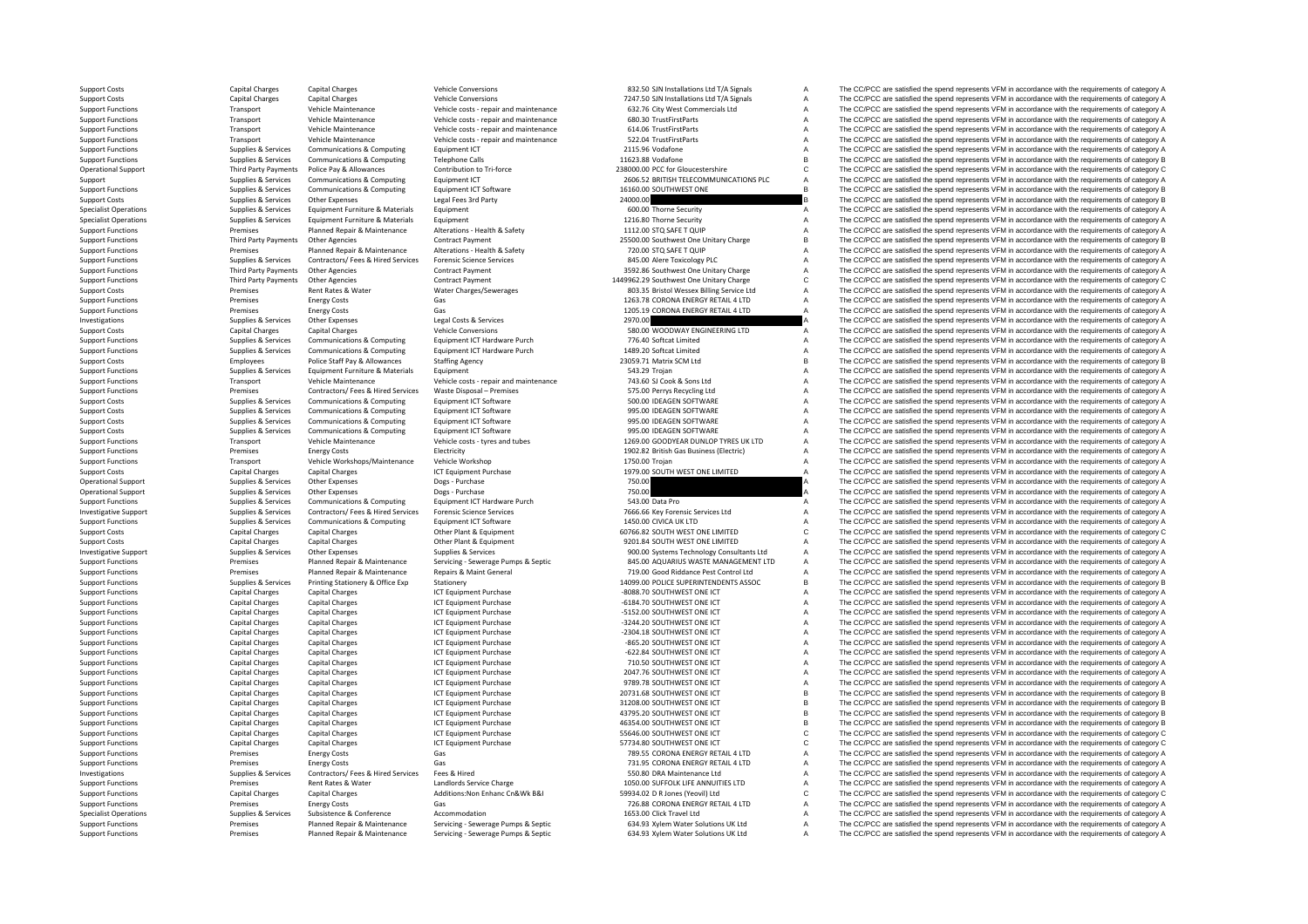| | | | | | | | |
|---|---|---|---|---|---|---|---|
| Support Costs | Capital Charges | Capital Charges | Vehicle Conversions | 832.50 | SJN Installations Ltd T/A Signals | A | The CC/PCC are satisfied the spend represents VFM in accordance with the requirements of category A |
| Support Costs | Capital Charges | Capital Charges | Vehicle Conversions | 7247.50 | SJN Installations Ltd T/A Signals | A | The CC/PCC are satisfied the spend represents VFM in accordance with the requirements of category A |
| Support Functions | Transport | Vehicle Maintenance | Vehicle costs - repair and maintenance | 632.76 | City West Commercials Ltd | A | The CC/PCC are satisfied the spend represents VFM in accordance with the requirements of category A |
| Support Functions | Transport | Vehicle Maintenance | Vehicle costs - repair and maintenance | 680.30 | TrustFirstParts | A | The CC/PCC are satisfied the spend represents VFM in accordance with the requirements of category A |
| Support Functions | Transport | Vehicle Maintenance | Vehicle costs - repair and maintenance | 614.06 | TrustFirstParts | A | The CC/PCC are satisfied the spend represents VFM in accordance with the requirements of category A |
| Support Functions | Transport | Vehicle Maintenance | Vehicle costs - repair and maintenance | 522.04 | TrustFirstParts | A | The CC/PCC are satisfied the spend represents VFM in accordance with the requirements of category A |
| Support Functions | Supplies & Services | Communications & Computing | Equipment ICT | 2115.96 | Vodafone | A | The CC/PCC are satisfied the spend represents VFM in accordance with the requirements of category A |
| Support Functions | Supplies & Services | Communications & Computing | Telephone Calls | 11623.88 | Vodafone | B | The CC/PCC are satisfied the spend represents VFM in accordance with the requirements of category B |
| Operational Support | Third Party Payments | Police Pay & Allowances | Contribution to Tri-force | 238000.00 | PCC for Gloucestershire | C | The CC/PCC are satisfied the spend represents VFM in accordance with the requirements of category C |
| Support | Supplies & Services | Communications & Computing | Equipment ICT | 2606.52 | BRITISH TELECOMMUNICATIONS PLC | A | The CC/PCC are satisfied the spend represents VFM in accordance with the requirements of category A |
| Support Functions | Supplies & Services | Communications & Computing | Equipment ICT Software | 16160.00 | SOUTHWEST ONE | B | The CC/PCC are satisfied the spend represents VFM in accordance with the requirements of category B |
| Support Costs | Supplies & Services | Other Expenses | Legal Fees 3rd Party | 24000.00 | | B | The CC/PCC are satisfied the spend represents VFM in accordance with the requirements of category B |
| Specialist Operations | Supplies & Services | Equipment Furniture & Materials | Equipment | 600.00 | Thorne Security | A | The CC/PCC are satisfied the spend represents VFM in accordance with the requirements of category A |
| Specialist Operations | Supplies & Services | Equipment Furniture & Materials | Equipment | 1216.80 | Thorne Security | A | The CC/PCC are satisfied the spend represents VFM in accordance with the requirements of category A |
| Support Functions | Premises | Planned Repair & Maintenance | Alterations - Health & Safety | 1112.00 | STQ SAFE T QUIP | A | The CC/PCC are satisfied the spend represents VFM in accordance with the requirements of category A |
| Support Functions | Third Party Payments | Other Agencies | Contract Payment | 25500.00 | Southwest One Unitary Charge | B | The CC/PCC are satisfied the spend represents VFM in accordance with the requirements of category B |
| Support Functions | Premises | Planned Repair & Maintenance | Alterations - Health & Safety | 720.00 | STQ SAFE T QUIP | A | The CC/PCC are satisfied the spend represents VFM in accordance with the requirements of category A |
| Support Functions | Supplies & Services | Contractors/ Fees & Hired Services | Forensic Science Services | 845.00 | Alere Toxicology PLC | A | The CC/PCC are satisfied the spend represents VFM in accordance with the requirements of category A |
| Support Functions | Third Party Payments | Other Agencies | Contract Payment | 3592.86 | Southwest One Unitary Charge | A | The CC/PCC are satisfied the spend represents VFM in accordance with the requirements of category A |
| Support Functions | Third Party Payments | Other Agencies | Contract Payment | 1449962.29 | Southwest One Unitary Charge | C | The CC/PCC are satisfied the spend represents VFM in accordance with the requirements of category C |
| Support Costs | Premises | Rent Rates & Water | Water Charges/Sewerages | 803.35 | Bristol Wessex Billing Service Ltd | A | The CC/PCC are satisfied the spend represents VFM in accordance with the requirements of category A |
| Support Functions | Premises | Energy Costs | Gas | 1263.78 | CORONA ENERGY RETAIL 4 LTD | A | The CC/PCC are satisfied the spend represents VFM in accordance with the requirements of category A |
| Support Functions | Premises | Energy Costs | Gas | 1205.19 | CORONA ENERGY RETAIL 4 LTD | A | The CC/PCC are satisfied the spend represents VFM in accordance with the requirements of category A |
| Investigations | Supplies & Services | Other Expenses | Legal Costs & Services | 2970.00 | | A | The CC/PCC are satisfied the spend represents VFM in accordance with the requirements of category A |
| Support Costs | Capital Charges | Capital Charges | Vehicle Conversions | 580.00 | WOODWAY ENGINEERING LTD | A | The CC/PCC are satisfied the spend represents VFM in accordance with the requirements of category A |
| Support Functions | Supplies & Services | Communications & Computing | Equipment ICT Hardware Purch | 776.40 | Softcat Limited | A | The CC/PCC are satisfied the spend represents VFM in accordance with the requirements of category A |
| Support Functions | Supplies & Services | Communications & Computing | Equipment ICT Hardware Purch | 1489.20 | Softcat Limited | A | The CC/PCC are satisfied the spend represents VFM in accordance with the requirements of category A |
| Support Costs | Employees | Police Staff Pay & Allowances | Staffing Agency | 23059.71 | Matrix SCM Ltd | B | The CC/PCC are satisfied the spend represents VFM in accordance with the requirements of category B |
| Support Functions | Supplies & Services | Equipment Furniture & Materials | Equipment | 543.29 | Trojan | A | The CC/PCC are satisfied the spend represents VFM in accordance with the requirements of category A |
| Support Functions | Transport | Vehicle Maintenance | Vehicle costs - repair and maintenance | 743.60 | SJ Cook & Sons Ltd | A | The CC/PCC are satisfied the spend represents VFM in accordance with the requirements of category A |
| Support Functions | Premises | Contractors/ Fees & Hired Services | Waste Disposal – Premises | 575.00 | Perrys Recycling Ltd | A | The CC/PCC are satisfied the spend represents VFM in accordance with the requirements of category A |
| Support Costs | Supplies & Services | Communications & Computing | Equipment ICT Software | 500.00 | IDEAGEN SOFTWARE | A | The CC/PCC are satisfied the spend represents VFM in accordance with the requirements of category A |
| Support Costs | Supplies & Services | Communications & Computing | Equipment ICT Software | 995.00 | IDEAGEN SOFTWARE | A | The CC/PCC are satisfied the spend represents VFM in accordance with the requirements of category A |
| Support Costs | Supplies & Services | Communications & Computing | Equipment ICT Software | 995.00 | IDEAGEN SOFTWARE | A | The CC/PCC are satisfied the spend represents VFM in accordance with the requirements of category A |
| Support Costs | Supplies & Services | Communications & Computing | Equipment ICT Software | 995.00 | IDEAGEN SOFTWARE | A | The CC/PCC are satisfied the spend represents VFM in accordance with the requirements of category A |
| Support Functions | Transport | Vehicle Maintenance | Vehicle costs - tyres and tubes | 1269.00 | GOODYEAR DUNLOP TYRES UK LTD | A | The CC/PCC are satisfied the spend represents VFM in accordance with the requirements of category A |
| Support Functions | Premises | Energy Costs | Electricity | 1902.82 | British Gas Business (Electric) | A | The CC/PCC are satisfied the spend represents VFM in accordance with the requirements of category A |
| Support Functions | Transport | Vehicle Workshops/Maintenance | Vehicle Workshop | 1750.00 | Trojan | A | The CC/PCC are satisfied the spend represents VFM in accordance with the requirements of category A |
| Support Costs | Capital Charges | Capital Charges | ICT Equipment Purchase | 1979.00 | SOUTH WEST ONE LIMITED | A | The CC/PCC are satisfied the spend represents VFM in accordance with the requirements of category A |
| Operational Support | Supplies & Services | Other Expenses | Dogs - Purchase | 750.00 | | A | The CC/PCC are satisfied the spend represents VFM in accordance with the requirements of category A |
| Operational Support | Supplies & Services | Other Expenses | Dogs - Purchase | 750.00 | | A | The CC/PCC are satisfied the spend represents VFM in accordance with the requirements of category A |
| Support Functions | Supplies & Services | Communications & Computing | Equipment ICT Hardware Purch | 543.00 | Data Pro | A | The CC/PCC are satisfied the spend represents VFM in accordance with the requirements of category A |
| Investigative Support | Supplies & Services | Contractors/ Fees & Hired Services | Forensic Science Services | 7666.66 | Key Forensic Services Ltd | A | The CC/PCC are satisfied the spend represents VFM in accordance with the requirements of category A |
| Support Functions | Supplies & Services | Communications & Computing | Equipment ICT Software | 1450.00 | CIVICA UK LTD | A | The CC/PCC are satisfied the spend represents VFM in accordance with the requirements of category A |
| Support Costs | Capital Charges | Capital Charges | Other Plant & Equipment | 60766.82 | SOUTH WEST ONE LIMITED | C | The CC/PCC are satisfied the spend represents VFM in accordance with the requirements of category C |
| Support Costs | Capital Charges | Capital Charges | Other Plant & Equipment | 9201.84 | SOUTH WEST ONE LIMITED | A | The CC/PCC are satisfied the spend represents VFM in accordance with the requirements of category A |
| Investigative Support | Supplies & Services | Other Expenses | Supplies & Services | 900.00 | Systems Technology Consultants Ltd | A | The CC/PCC are satisfied the spend represents VFM in accordance with the requirements of category A |
| Support Functions | Premises | Planned Repair & Maintenance | Servicing - Sewerage Pumps & Septic | 845.00 | AQUARIUS WASTE MANAGEMENT LTD | A | The CC/PCC are satisfied the spend represents VFM in accordance with the requirements of category A |
| Support Functions | Premises | Planned Repair & Maintenance | Repairs & Maint General | 719.00 | Good Riddance Pest Control Ltd | A | The CC/PCC are satisfied the spend represents VFM in accordance with the requirements of category A |
| Support Functions | Supplies & Services | Printing Stationery & Office Exp | Stationery | 14099.00 | POLICE SUPERINTENDENTS ASSOC | B | The CC/PCC are satisfied the spend represents VFM in accordance with the requirements of category B |
| Support Functions | Capital Charges | Capital Charges | ICT Equipment Purchase | -8088.70 | SOUTHWEST ONE ICT | A | The CC/PCC are satisfied the spend represents VFM in accordance with the requirements of category A |
| Support Functions | Capital Charges | Capital Charges | ICT Equipment Purchase | -6184.70 | SOUTHWEST ONE ICT | A | The CC/PCC are satisfied the spend represents VFM in accordance with the requirements of category A |
| Support Functions | Capital Charges | Capital Charges | ICT Equipment Purchase | -5152.00 | SOUTHWEST ONE ICT | A | The CC/PCC are satisfied the spend represents VFM in accordance with the requirements of category A |
| Support Functions | Capital Charges | Capital Charges | ICT Equipment Purchase | -3244.20 | SOUTHWEST ONE ICT | A | The CC/PCC are satisfied the spend represents VFM in accordance with the requirements of category A |
| Support Functions | Capital Charges | Capital Charges | ICT Equipment Purchase | -2304.18 | SOUTHWEST ONE ICT | A | The CC/PCC are satisfied the spend represents VFM in accordance with the requirements of category A |
| Support Functions | Capital Charges | Capital Charges | ICT Equipment Purchase | -865.20 | SOUTHWEST ONE ICT | A | The CC/PCC are satisfied the spend represents VFM in accordance with the requirements of category A |
| Support Functions | Capital Charges | Capital Charges | ICT Equipment Purchase | -622.84 | SOUTHWEST ONE ICT | A | The CC/PCC are satisfied the spend represents VFM in accordance with the requirements of category A |
| Support Functions | Capital Charges | Capital Charges | ICT Equipment Purchase | 710.50 | SOUTHWEST ONE ICT | A | The CC/PCC are satisfied the spend represents VFM in accordance with the requirements of category A |
| Support Functions | Capital Charges | Capital Charges | ICT Equipment Purchase | 2047.76 | SOUTHWEST ONE ICT | A | The CC/PCC are satisfied the spend represents VFM in accordance with the requirements of category A |
| Support Functions | Capital Charges | Capital Charges | ICT Equipment Purchase | 9789.78 | SOUTHWEST ONE ICT | A | The CC/PCC are satisfied the spend represents VFM in accordance with the requirements of category A |
| Support Functions | Capital Charges | Capital Charges | ICT Equipment Purchase | 20731.68 | SOUTHWEST ONE ICT | B | The CC/PCC are satisfied the spend represents VFM in accordance with the requirements of category B |
| Support Functions | Capital Charges | Capital Charges | ICT Equipment Purchase | 31208.00 | SOUTHWEST ONE ICT | B | The CC/PCC are satisfied the spend represents VFM in accordance with the requirements of category B |
| Support Functions | Capital Charges | Capital Charges | ICT Equipment Purchase | 43795.20 | SOUTHWEST ONE ICT | B | The CC/PCC are satisfied the spend represents VFM in accordance with the requirements of category B |
| Support Functions | Capital Charges | Capital Charges | ICT Equipment Purchase | 46354.00 | SOUTHWEST ONE ICT | B | The CC/PCC are satisfied the spend represents VFM in accordance with the requirements of category B |
| Support Functions | Capital Charges | Capital Charges | ICT Equipment Purchase | 55646.00 | SOUTHWEST ONE ICT | C | The CC/PCC are satisfied the spend represents VFM in accordance with the requirements of category C |
| Support Functions | Capital Charges | Capital Charges | ICT Equipment Purchase | 57734.80 | SOUTHWEST ONE ICT | C | The CC/PCC are satisfied the spend represents VFM in accordance with the requirements of category C |
| Support Functions | Premises | Energy Costs | Gas | 789.55 | CORONA ENERGY RETAIL 4 LTD | A | The CC/PCC are satisfied the spend represents VFM in accordance with the requirements of category A |
| Support Functions | Premises | Energy Costs | Gas | 731.95 | CORONA ENERGY RETAIL 4 LTD | A | The CC/PCC are satisfied the spend represents VFM in accordance with the requirements of category A |
| Investigations | Supplies & Services | Contractors/ Fees & Hired Services | Fees & Hired | 550.80 | DRA Maintenance Ltd | A | The CC/PCC are satisfied the spend represents VFM in accordance with the requirements of category A |
| Support Functions | Premises | Rent Rates & Water | Landlords Service Charge | 1050.00 | SUFFOLK LIFE ANNUITIES LTD | A | The CC/PCC are satisfied the spend represents VFM in accordance with the requirements of category A |
| Support Functions | Capital Charges | Capital Charges | Additions:Non Enhanc Cn&Wk B&I | 59934.02 | D R Jones (Yeovil) Ltd | C | The CC/PCC are satisfied the spend represents VFM in accordance with the requirements of category C |
| Support Functions | Premises | Energy Costs | Gas | 726.88 | CORONA ENERGY RETAIL 4 LTD | A | The CC/PCC are satisfied the spend represents VFM in accordance with the requirements of category A |
| Specialist Operations | Supplies & Services | Subsistence & Conference | Accommodation | 1653.00 | Click Travel Ltd | A | The CC/PCC are satisfied the spend represents VFM in accordance with the requirements of category A |
| Support Functions | Premises | Planned Repair & Maintenance | Servicing - Sewerage Pumps & Septic | 634.93 | Xylem Water Solutions UK Ltd | A | The CC/PCC are satisfied the spend represents VFM in accordance with the requirements of category A |
| Support Functions | Premises | Planned Repair & Maintenance | Servicing - Sewerage Pumps & Septic | 634.93 | Xylem Water Solutions UK Ltd | A | The CC/PCC are satisfied the spend represents VFM in accordance with the requirements of category A |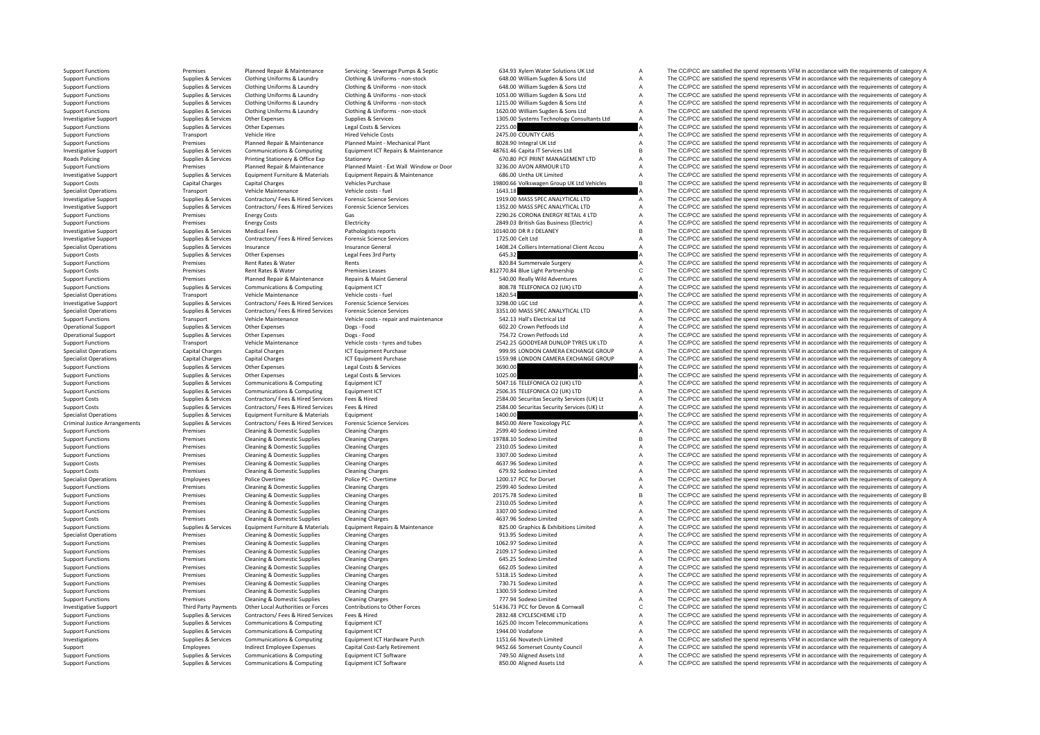| Support Functions | Premises | Planned Repair & Maintenance | Servicing - Sewerage Pumps & Septic | 634.93 | Xylem Water Solutions UK Ltd | A | The CC/PCC are satisfied the spend represents VFM in accordance with the requirements of category A |
|---|---|---|---|---|---|---|---|
| Support Functions | Supplies & Services | Clothing Uniforms & Laundry | Clothing & Uniforms - non-stock | 648.00 | William Sugden & Sons Ltd | A | The CC/PCC are satisfied the spend represents VFM in accordance with the requirements of category A |
| Support Functions | Supplies & Services | Clothing Uniforms & Laundry | Clothing & Uniforms - non-stock | 648.00 | William Sugden & Sons Ltd | A | The CC/PCC are satisfied the spend represents VFM in accordance with the requirements of category A |
| Support Functions | Supplies & Services | Clothing Uniforms & Laundry | Clothing & Uniforms - non-stock | 1053.00 | William Sugden & Sons Ltd | A | The CC/PCC are satisfied the spend represents VFM in accordance with the requirements of category A |
| Support Functions | Supplies & Services | Clothing Uniforms & Laundry | Clothing & Uniforms - non-stock | 1215.00 | William Sugden & Sons Ltd | A | The CC/PCC are satisfied the spend represents VFM in accordance with the requirements of category A |
| Support Functions | Supplies & Services | Clothing Uniforms & Laundry | Clothing & Uniforms - non-stock | 1620.00 | William Sugden & Sons Ltd | A | The CC/PCC are satisfied the spend represents VFM in accordance with the requirements of category A |
| Investigative Support | Supplies & Services | Other Expenses | Supplies & Services | 1305.00 | Systems Technology Consultants Ltd | A | The CC/PCC are satisfied the spend represents VFM in accordance with the requirements of category A |
| Support Functions | Supplies & Services | Other Expenses | Legal Costs & Services | 2255.00 | | A | The CC/PCC are satisfied the spend represents VFM in accordance with the requirements of category A |
| Support Functions | Transport | Vehicle Hire | Hired Vehicle Costs | 2475.00 | COUNTY CARS | A | The CC/PCC are satisfied the spend represents VFM in accordance with the requirements of category A |
| Support Functions | Premises | Planned Repair & Maintenance | Planned Maint - Mechanical Plant | 8028.90 | Integral UK Ltd | A | The CC/PCC are satisfied the spend represents VFM in accordance with the requirements of category A |
| Investigative Support | Supplies & Services | Communications & Computing | Equipment ICT Repairs & Maintenance | 48761.46 | Capita IT Services Ltd | B | The CC/PCC are satisfied the spend represents VFM in accordance with the requirements of category B |
| Roads Policing | Supplies & Services | Printing Stationery & Office Exp | Stationery | 670.80 | PCF PRINT MANAGEMENT LTD | A | The CC/PCC are satisfied the spend represents VFM in accordance with the requirements of category A |
| Support Functions | Premises | Planned Repair & Maintenance | Planned Maint - Ext Wall Window or Door | 3236.00 | AVON ARMOUR LTD | A | The CC/PCC are satisfied the spend represents VFM in accordance with the requirements of category A |
| Investigative Support | Supplies & Services | Equipment Furniture & Materials | Equipment Repairs & Maintenance | 686.00 | Untha UK Limited | A | The CC/PCC are satisfied the spend represents VFM in accordance with the requirements of category A |
| Support Costs | Capital Charges | Capital Charges | Vehicles Purchase | 19800.66 | Volkswagen Group UK Ltd Vehicles | B | The CC/PCC are satisfied the spend represents VFM in accordance with the requirements of category B |
| Specialist Operations | Transport | Vehicle Maintenance | Vehicle costs - fuel | 1643.18 | | A | The CC/PCC are satisfied the spend represents VFM in accordance with the requirements of category A |
| Investigative Support | Supplies & Services | Contractors/ Fees & Hired Services | Forensic Science Services | 1919.00 | MASS SPEC ANALYTICAL LTD | A | The CC/PCC are satisfied the spend represents VFM in accordance with the requirements of category A |
| Investigative Support | Supplies & Services | Contractors/ Fees & Hired Services | Forensic Science Services | 1352.00 | MASS SPEC ANALYTICAL LTD | A | The CC/PCC are satisfied the spend represents VFM in accordance with the requirements of category A |
| Support Functions | Premises | Energy Costs | Gas | 2290.26 | CORONA ENERGY RETAIL 4 LTD | A | The CC/PCC are satisfied the spend represents VFM in accordance with the requirements of category A |
| Support Functions | Premises | Energy Costs | Electricity | 2849.03 | British Gas Business (Electric) | A | The CC/PCC are satisfied the spend represents VFM in accordance with the requirements of category A |
| Investigative Support | Supplies & Services | Medical Fees | Pathologists reports | 10140.00 | DR R J DELANEY | B | The CC/PCC are satisfied the spend represents VFM in accordance with the requirements of category B |
| Investigative Support | Supplies & Services | Contractors/ Fees & Hired Services | Forensic Science Services | 1725.00 | Celt Ltd | A | The CC/PCC are satisfied the spend represents VFM in accordance with the requirements of category A |
| Specialist Operations | Supplies & Services | Insurance | Insurance General | 1408.24 | Colliers International Client Accou | A | The CC/PCC are satisfied the spend represents VFM in accordance with the requirements of category A |
| Support Costs | Supplies & Services | Other Expenses | Legal Fees 3rd Party | 645.32 | | A | The CC/PCC are satisfied the spend represents VFM in accordance with the requirements of category A |
| Support Functions | Premises | Rent Rates & Water | Rents | 820.84 | Summervale Surgery | A | The CC/PCC are satisfied the spend represents VFM in accordance with the requirements of category A |
| Support Costs | Premises | Rent Rates & Water | Premises Leases | 812770.84 | Blue Light Partnership | C | The CC/PCC are satisfied the spend represents VFM in accordance with the requirements of category C |
| Support Functions | Premises | Planned Repair & Maintenance | Repairs & Maint General | 540.00 | Really Wild Adventures | A | The CC/PCC are satisfied the spend represents VFM in accordance with the requirements of category A |
| Support Functions | Supplies & Services | Communications & Computing | Equipment ICT | 808.78 | TELEFONICA O2 (UK) LTD | A | The CC/PCC are satisfied the spend represents VFM in accordance with the requirements of category A |
| Specialist Operations | Transport | Vehicle Maintenance | Vehicle costs - fuel | 1820.54 | | A | The CC/PCC are satisfied the spend represents VFM in accordance with the requirements of category A |
| Investigative Support | Supplies & Services | Contractors/ Fees & Hired Services | Forensic Science Services | 3298.00 | LGC Ltd | A | The CC/PCC are satisfied the spend represents VFM in accordance with the requirements of category A |
| Specialist Operations | Supplies & Services | Contractors/ Fees & Hired Services | Forensic Science Services | 3351.00 | MASS SPEC ANALYTICAL LTD | A | The CC/PCC are satisfied the spend represents VFM in accordance with the requirements of category A |
| Support Functions | Transport | Vehicle Maintenance | Vehicle costs - repair and maintenance | 542.13 | Hall's Electrical Ltd | A | The CC/PCC are satisfied the spend represents VFM in accordance with the requirements of category A |
| Operational Support | Supplies & Services | Other Expenses | Dogs - Food | 602.20 | Crown Petfoods Ltd | A | The CC/PCC are satisfied the spend represents VFM in accordance with the requirements of category A |
| Operational Support | Supplies & Services | Other Expenses | Dogs - Food | 754.72 | Crown Petfoods Ltd | A | The CC/PCC are satisfied the spend represents VFM in accordance with the requirements of category A |
| Support Functions | Transport | Vehicle Maintenance | Vehicle costs - tyres and tubes | 2542.25 | GOODYEAR DUNLOP TYRES UK LTD | A | The CC/PCC are satisfied the spend represents VFM in accordance with the requirements of category A |
| Specialist Operations | Capital Charges | Capital Charges | ICT Equipment Purchase | 999.95 | LONDON CAMERA EXCHANGE GROUP | A | The CC/PCC are satisfied the spend represents VFM in accordance with the requirements of category A |
| Specialist Operations | Capital Charges | Capital Charges | ICT Equipment Purchase | 1559.98 | LONDON CAMERA EXCHANGE GROUP | A | The CC/PCC are satisfied the spend represents VFM in accordance with the requirements of category A |
| Support Functions | Supplies & Services | Other Expenses | Legal Costs & Services | 3690.00 | | A | The CC/PCC are satisfied the spend represents VFM in accordance with the requirements of category A |
| Support Functions | Supplies & Services | Other Expenses | Legal Costs & Services | 1025.00 | | A | The CC/PCC are satisfied the spend represents VFM in accordance with the requirements of category A |
| Support Functions | Supplies & Services | Communications & Computing | Equipment ICT | 5047.16 | TELEFONICA O2 (UK) LTD | A | The CC/PCC are satisfied the spend represents VFM in accordance with the requirements of category A |
| Support Functions | Supplies & Services | Communications & Computing | Equipment ICT | 2506.35 | TELEFONICA O2 (UK) LTD | A | The CC/PCC are satisfied the spend represents VFM in accordance with the requirements of category A |
| Support Costs | Supplies & Services | Contractors/ Fees & Hired Services | Fees & Hired | 2584.00 | Securitas Security Services (UK) Lt | A | The CC/PCC are satisfied the spend represents VFM in accordance with the requirements of category A |
| Support Costs | Supplies & Services | Contractors/ Fees & Hired Services | Fees & Hired | 2584.00 | Securitas Security Services (UK) Lt | A | The CC/PCC are satisfied the spend represents VFM in accordance with the requirements of category A |
| Specialist Operations | Supplies & Services | Equipment Furniture & Materials | Equipment | 1400.00 | | A | The CC/PCC are satisfied the spend represents VFM in accordance with the requirements of category A |
| Criminal Justice Arrangements | Supplies & Services | Contractors/ Fees & Hired Services | Forensic Science Services | 8450.00 | Alere Toxicology PLC | A | The CC/PCC are satisfied the spend represents VFM in accordance with the requirements of category A |
| Support Functions | Premises | Cleaning & Domestic Supplies | Cleaning Charges | 2599.40 | Sodexo Limited | A | The CC/PCC are satisfied the spend represents VFM in accordance with the requirements of category A |
| Support Functions | Premises | Cleaning & Domestic Supplies | Cleaning Charges | 19788.10 | Sodexo Limited | B | The CC/PCC are satisfied the spend represents VFM in accordance with the requirements of category B |
| Support Functions | Premises | Cleaning & Domestic Supplies | Cleaning Charges | 2310.05 | Sodexo Limited | A | The CC/PCC are satisfied the spend represents VFM in accordance with the requirements of category A |
| Support Functions | Premises | Cleaning & Domestic Supplies | Cleaning Charges | 3307.00 | Sodexo Limited | A | The CC/PCC are satisfied the spend represents VFM in accordance with the requirements of category A |
| Support Costs | Premises | Cleaning & Domestic Supplies | Cleaning Charges | 4637.96 | Sodexo Limited | A | The CC/PCC are satisfied the spend represents VFM in accordance with the requirements of category A |
| Support Costs | Premises | Cleaning & Domestic Supplies | Cleaning Charges | 679.92 | Sodexo Limited | A | The CC/PCC are satisfied the spend represents VFM in accordance with the requirements of category A |
| Specialist Operations | Employees | Police Overtime | Police PC - Overtime | 1200.17 | PCC for Dorset | A | The CC/PCC are satisfied the spend represents VFM in accordance with the requirements of category A |
| Support Functions | Premises | Cleaning & Domestic Supplies | Cleaning Charges | 2599.40 | Sodexo Limited | A | The CC/PCC are satisfied the spend represents VFM in accordance with the requirements of category A |
| Support Functions | Premises | Cleaning & Domestic Supplies | Cleaning Charges | 20175.78 | Sodexo Limited | B | The CC/PCC are satisfied the spend represents VFM in accordance with the requirements of category B |
| Support Functions | Premises | Cleaning & Domestic Supplies | Cleaning Charges | 2310.05 | Sodexo Limited | A | The CC/PCC are satisfied the spend represents VFM in accordance with the requirements of category A |
| Support Functions | Premises | Cleaning & Domestic Supplies | Cleaning Charges | 3307.00 | Sodexo Limited | A | The CC/PCC are satisfied the spend represents VFM in accordance with the requirements of category A |
| Support Costs | Premises | Cleaning & Domestic Supplies | Cleaning Charges | 4637.96 | Sodexo Limited | A | The CC/PCC are satisfied the spend represents VFM in accordance with the requirements of category A |
| Support Functions | Supplies & Services | Equipment Furniture & Materials | Equipment Repairs & Maintenance | 825.00 | Graphics & Exhibitions Limited | A | The CC/PCC are satisfied the spend represents VFM in accordance with the requirements of category A |
| Specialist Operations | Premises | Cleaning & Domestic Supplies | Cleaning Charges | 913.95 | Sodexo Limited | A | The CC/PCC are satisfied the spend represents VFM in accordance with the requirements of category A |
| Support Functions | Premises | Cleaning & Domestic Supplies | Cleaning Charges | 1062.97 | Sodexo Limited | A | The CC/PCC are satisfied the spend represents VFM in accordance with the requirements of category A |
| Support Functions | Premises | Cleaning & Domestic Supplies | Cleaning Charges | 2109.17 | Sodexo Limited | A | The CC/PCC are satisfied the spend represents VFM in accordance with the requirements of category A |
| Support Functions | Premises | Cleaning & Domestic Supplies | Cleaning Charges | 645.25 | Sodexo Limited | A | The CC/PCC are satisfied the spend represents VFM in accordance with the requirements of category A |
| Support Functions | Premises | Cleaning & Domestic Supplies | Cleaning Charges | 662.05 | Sodexo Limited | A | The CC/PCC are satisfied the spend represents VFM in accordance with the requirements of category A |
| Support Functions | Premises | Cleaning & Domestic Supplies | Cleaning Charges | 5318.15 | Sodexo Limited | A | The CC/PCC are satisfied the spend represents VFM in accordance with the requirements of category A |
| Support Functions | Premises | Cleaning & Domestic Supplies | Cleaning Charges | 730.71 | Sodexo Limited | A | The CC/PCC are satisfied the spend represents VFM in accordance with the requirements of category A |
| Support Functions | Premises | Cleaning & Domestic Supplies | Cleaning Charges | 1300.59 | Sodexo Limited | A | The CC/PCC are satisfied the spend represents VFM in accordance with the requirements of category A |
| Support Functions | Premises | Cleaning & Domestic Supplies | Cleaning Charges | 777.94 | Sodexo Limited | A | The CC/PCC are satisfied the spend represents VFM in accordance with the requirements of category A |
| Investigative Support | Third Party Payments | Other Local Authorities or Forces | Contributions to Other Forces | 51436.73 | PCC for Devon & Cornwall | C | The CC/PCC are satisfied the spend represents VFM in accordance with the requirements of category C |
| Support Functions | Supplies & Services | Contractors/ Fees & Hired Services | Fees & Hired | 2832.48 | CYCLESCHEME LTD | A | The CC/PCC are satisfied the spend represents VFM in accordance with the requirements of category A |
| Support Functions | Supplies & Services | Communications & Computing | Equipment ICT | 1625.00 | Incom Telecommunications | A | The CC/PCC are satisfied the spend represents VFM in accordance with the requirements of category A |
| Support Functions | Supplies & Services | Communications & Computing | Equipment ICT | 1944.00 | Vodafone | A | The CC/PCC are satisfied the spend represents VFM in accordance with the requirements of category A |
| Investigations | Supplies & Services | Communications & Computing | Equipment ICT Hardware Purch | 1151.66 | Novatech Limited | A | The CC/PCC are satisfied the spend represents VFM in accordance with the requirements of category A |
| Support | Employees | Indirect Employee Expenses | Capital Cost-Early Retirement | 9452.66 | Somerset County Council | A | The CC/PCC are satisfied the spend represents VFM in accordance with the requirements of category A |
| Support Functions | Supplies & Services | Communications & Computing | Equipment ICT Software | 749.50 | Aligned Assets Ltd | A | The CC/PCC are satisfied the spend represents VFM in accordance with the requirements of category A |
| Support Functions | Supplies & Services | Communications & Computing | Equipment ICT Software | 850.00 | Aligned Assets Ltd | A | The CC/PCC are satisfied the spend represents VFM in accordance with the requirements of category A |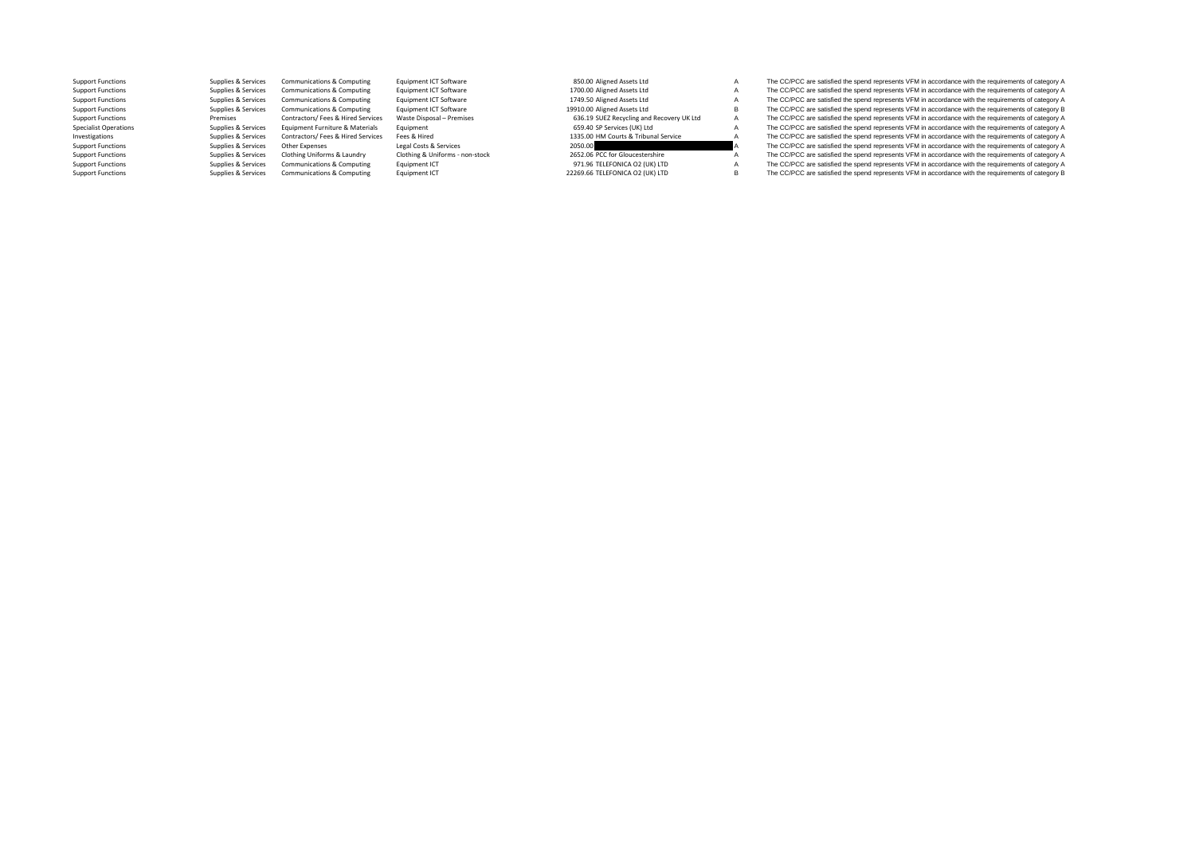| | | | | | | | |
|---|---|---|---|---|---|---|---|
| Support Functions | Supplies & Services | Communications & Computing | Equipment ICT Software | 850.00 | Aligned Assets Ltd | A | The CC/PCC are satisfied the spend represents VFM in accordance with the requirements of category A |
| Support Functions | Supplies & Services | Communications & Computing | Equipment ICT Software | 1700.00 | Aligned Assets Ltd | A | The CC/PCC are satisfied the spend represents VFM in accordance with the requirements of category A |
| Support Functions | Supplies & Services | Communications & Computing | Equipment ICT Software | 1749.50 | Aligned Assets Ltd | A | The CC/PCC are satisfied the spend represents VFM in accordance with the requirements of category A |
| Support Functions | Supplies & Services | Communications & Computing | Equipment ICT Software | 19910.00 | Aligned Assets Ltd | B | The CC/PCC are satisfied the spend represents VFM in accordance with the requirements of category B |
| Support Functions | Premises | Contractors/ Fees & Hired Services | Waste Disposal – Premises | 636.19 | SUEZ Recycling and Recovery UK Ltd | A | The CC/PCC are satisfied the spend represents VFM in accordance with the requirements of category A |
| Specialist Operations | Supplies & Services | Equipment Furniture & Materials | Equipment | 659.40 | SP Services (UK) Ltd | A | The CC/PCC are satisfied the spend represents VFM in accordance with the requirements of category A |
| Investigations | Supplies & Services | Contractors/ Fees & Hired Services | Fees & Hired | 1335.00 | HM Courts & Tribunal Service | A | The CC/PCC are satisfied the spend represents VFM in accordance with the requirements of category A |
| Support Functions | Supplies & Services | Other Expenses | Legal Costs & Services | 2050.00 | | A | The CC/PCC are satisfied the spend represents VFM in accordance with the requirements of category A |
| Support Functions | Supplies & Services | Clothing Uniforms & Laundry | Clothing & Uniforms - non-stock | 2652.06 | PCC for Gloucestershire | A | The CC/PCC are satisfied the spend represents VFM in accordance with the requirements of category A |
| Support Functions | Supplies & Services | Communications & Computing | Equipment ICT | 971.96 | TELEFONICA O2 (UK) LTD | A | The CC/PCC are satisfied the spend represents VFM in accordance with the requirements of category A |
| Support Functions | Supplies & Services | Communications & Computing | Equipment ICT | 22269.66 | TELEFONICA O2 (UK) LTD | B | The CC/PCC are satisfied the spend represents VFM in accordance with the requirements of category B |